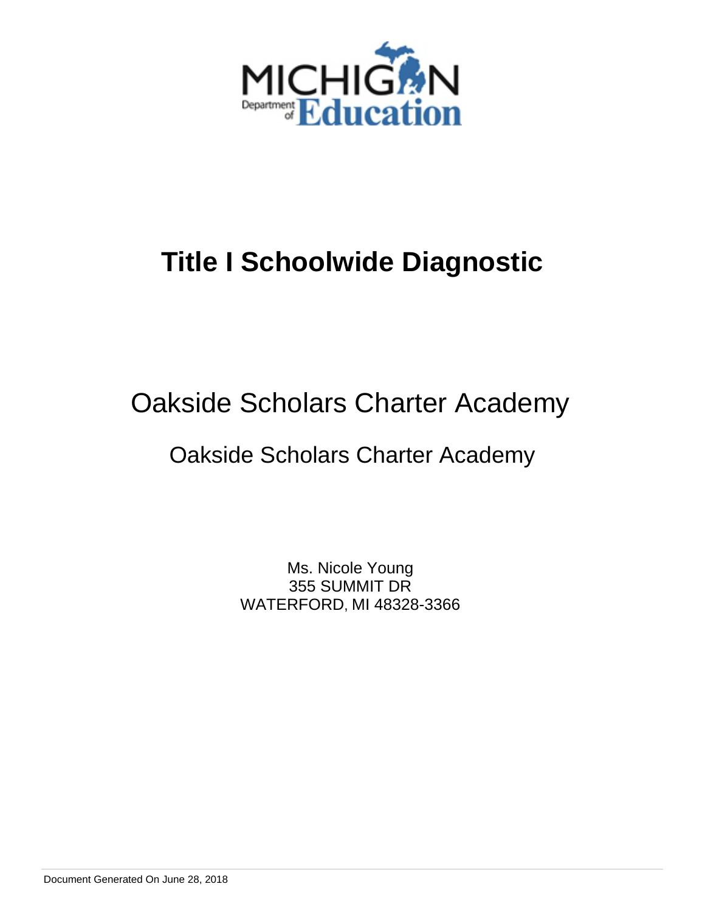# Title I Schoolwide Diagnostic

## Oakside Scholars Charter Academy

### Oakside Scholars Charter Academy

Ms. Nicole Young
355 SUMMIT DR
WATERFORD, MI 48328-3366

Document Generated On June 28, 2018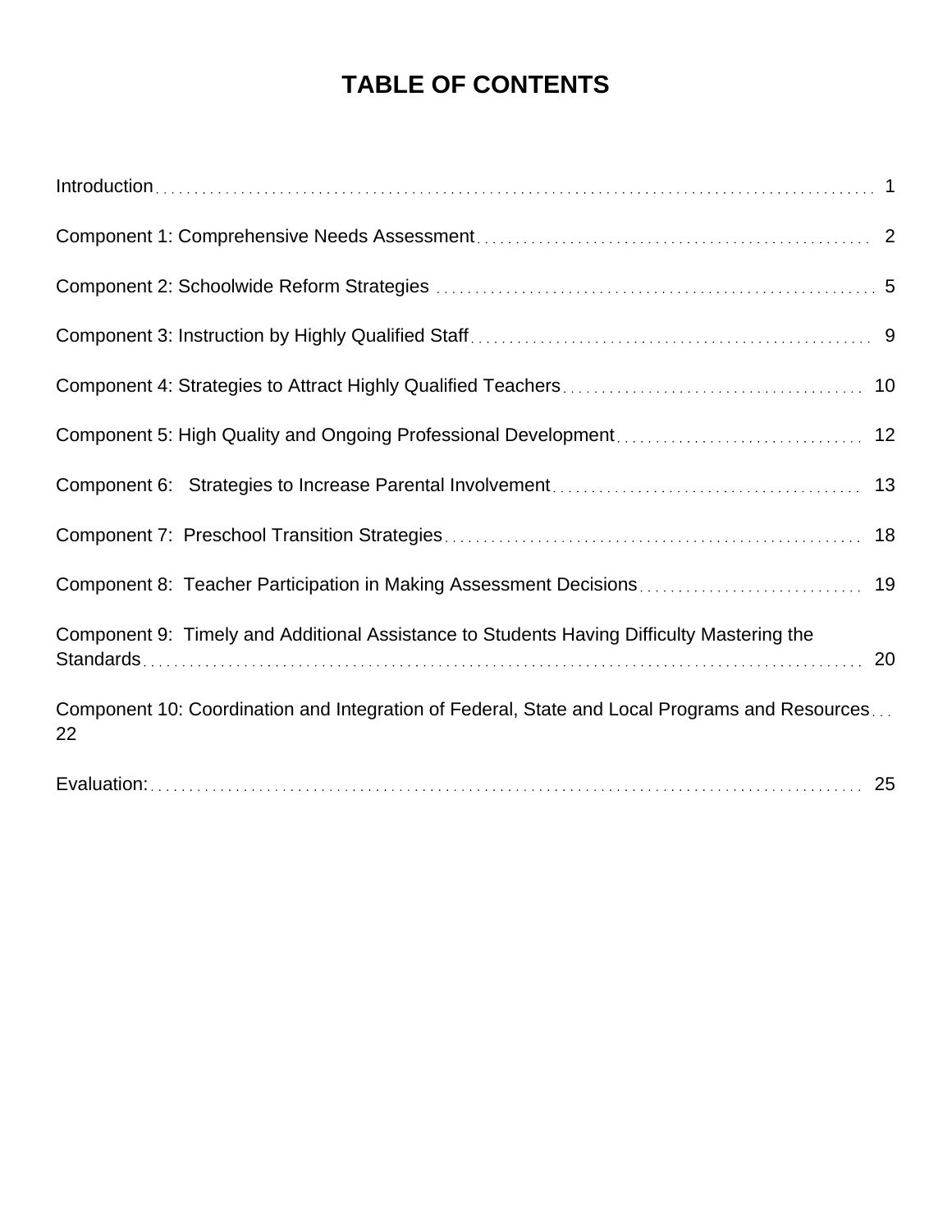# TABLE OF CONTENTS

Introduction . . . . . . . . . . 1

Component 1: Comprehensive Needs Assessment . . . . . . . . . . 2

Component 2: Schoolwide Reform Strategies . . . . . . . . . . 5

Component 3: Instruction by Highly Qualified Staff . . . . . . . . . . 9

Component 4: Strategies to Attract Highly Qualified Teachers . . . . . . . . . . 10

Component 5: High Quality and Ongoing Professional Development . . . . . . . . . . 12

Component 6: Strategies to Increase Parental Involvement . . . . . . . . . . 13

Component 7: Preschool Transition Strategies . . . . . . . . . . 18

Component 8: Teacher Participation in Making Assessment Decisions . . . . . . . . . . 19

Component 9: Timely and Additional Assistance to Students Having Difficulty Mastering the Standards . . . . . . . . . . 20

Component 10: Coordination and Integration of Federal, State and Local Programs and Resources . . . 22

Evaluation: . . . . . . . . . . 25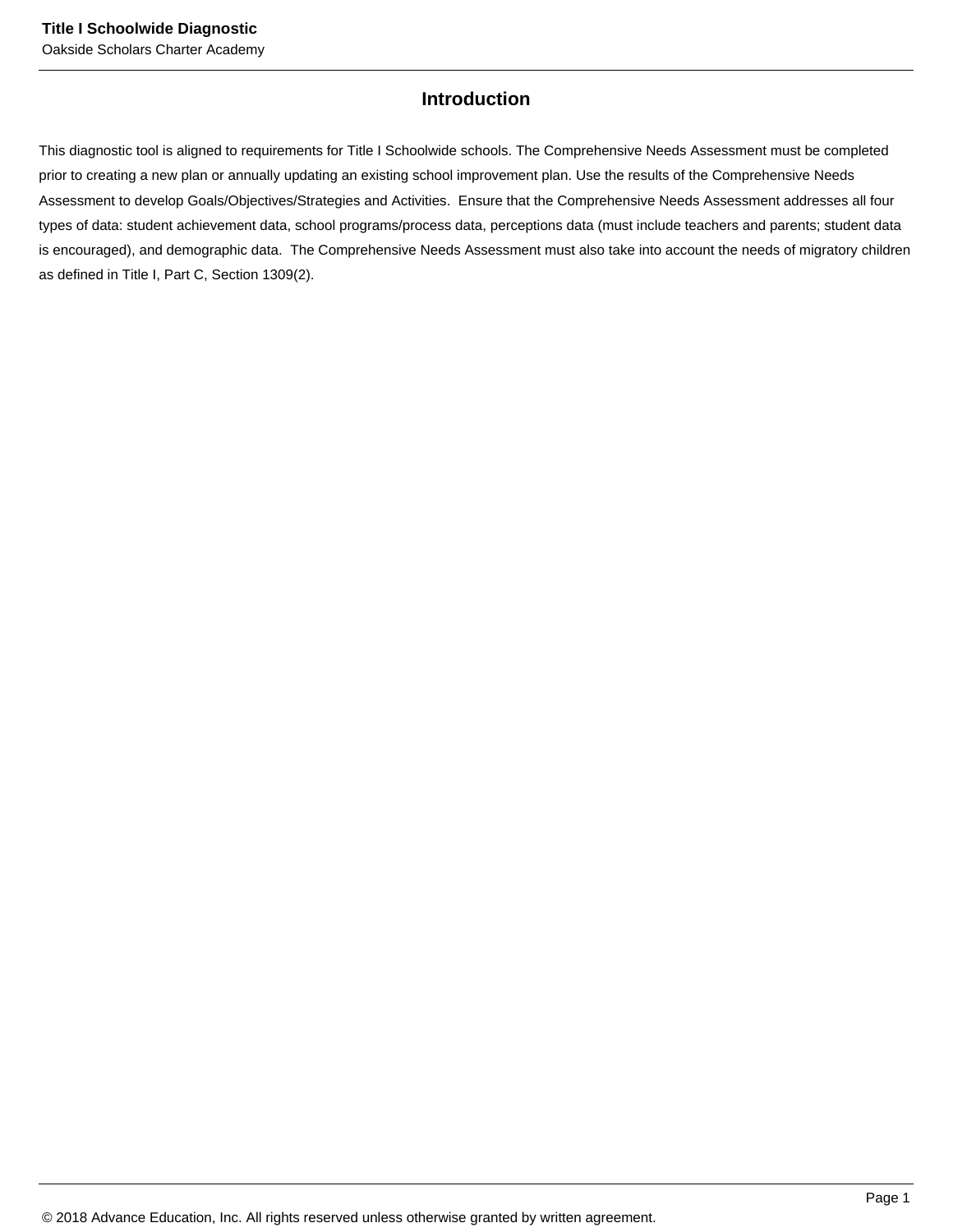## Introduction

This diagnostic tool is aligned to requirements for Title I Schoolwide schools. The Comprehensive Needs Assessment must be completed prior to creating a new plan or annually updating an existing school improvement plan. Use the results of the Comprehensive Needs Assessment to develop Goals/Objectives/Strategies and Activities. Ensure that the Comprehensive Needs Assessment addresses all four types of data: student achievement data, school programs/process data, perceptions data (must include teachers and parents; student data is encouraged), and demographic data. The Comprehensive Needs Assessment must also take into account the needs of migratory children as defined in Title I, Part C, Section 1309(2).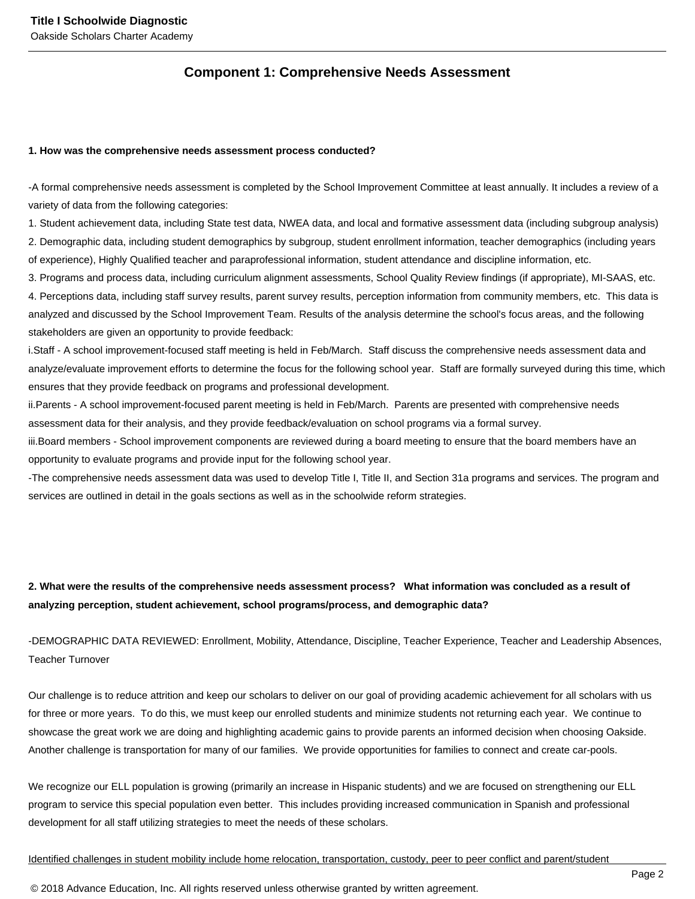## Component 1: Comprehensive Needs Assessment

**1. How was the comprehensive needs assessment process conducted?**

-A formal comprehensive needs assessment is completed by the School Improvement Committee at least annually. It includes a review of a variety of data from the following categories:
1. Student achievement data, including State test data, NWEA data, and local and formative assessment data (including subgroup analysis)
2. Demographic data, including student demographics by subgroup, student enrollment information, teacher demographics (including years of experience), Highly Qualified teacher and paraprofessional information, student attendance and discipline information, etc.
3. Programs and process data, including curriculum alignment assessments, School Quality Review findings (if appropriate), MI-SAAS, etc.
4. Perceptions data, including staff survey results, parent survey results, perception information from community members, etc. This data is analyzed and discussed by the School Improvement Team. Results of the analysis determine the school's focus areas, and the following stakeholders are given an opportunity to provide feedback:
i.Staff - A school improvement-focused staff meeting is held in Feb/March. Staff discuss the comprehensive needs assessment data and analyze/evaluate improvement efforts to determine the focus for the following school year. Staff are formally surveyed during this time, which ensures that they provide feedback on programs and professional development.
ii.Parents - A school improvement-focused parent meeting is held in Feb/March. Parents are presented with comprehensive needs assessment data for their analysis, and they provide feedback/evaluation on school programs via a formal survey.
iii.Board members - School improvement components are reviewed during a board meeting to ensure that the board members have an opportunity to evaluate programs and provide input for the following school year.
-The comprehensive needs assessment data was used to develop Title I, Title II, and Section 31a programs and services. The program and services are outlined in detail in the goals sections as well as in the schoolwide reform strategies.

**2. What were the results of the comprehensive needs assessment process? What information was concluded as a result of analyzing perception, student achievement, school programs/process, and demographic data?**

-DEMOGRAPHIC DATA REVIEWED: Enrollment, Mobility, Attendance, Discipline, Teacher Experience, Teacher and Leadership Absences, Teacher Turnover

Our challenge is to reduce attrition and keep our scholars to deliver on our goal of providing academic achievement for all scholars with us for three or more years. To do this, we must keep our enrolled students and minimize students not returning each year. We continue to showcase the great work we are doing and highlighting academic gains to provide parents an informed decision when choosing Oakside. Another challenge is transportation for many of our families. We provide opportunities for families to connect and create car-pools.

We recognize our ELL population is growing (primarily an increase in Hispanic students) and we are focused on strengthening our ELL program to service this special population even better. This includes providing increased communication in Spanish and professional development for all staff utilizing strategies to meet the needs of these scholars.

Identified challenges in student mobility include home relocation, transportation, custody, peer to peer conflict and parent/student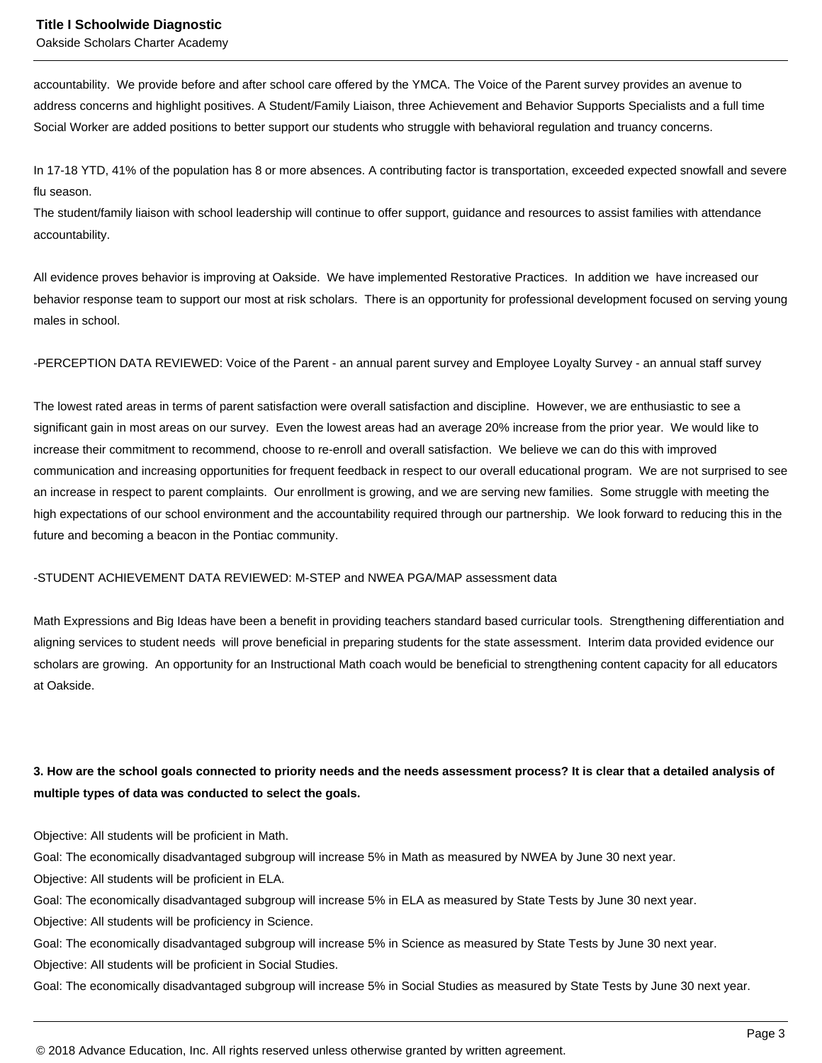accountability. We provide before and after school care offered by the YMCA. The Voice of the Parent survey provides an avenue to address concerns and highlight positives. A Student/Family Liaison, three Achievement and Behavior Supports Specialists and a full time Social Worker are added positions to better support our students who struggle with behavioral regulation and truancy concerns.

In 17-18 YTD, 41% of the population has 8 or more absences. A contributing factor is transportation, exceeded expected snowfall and severe flu season.
The student/family liaison with school leadership will continue to offer support, guidance and resources to assist families with attendance accountability.

All evidence proves behavior is improving at Oakside. We have implemented Restorative Practices. In addition we have increased our behavior response team to support our most at risk scholars. There is an opportunity for professional development focused on serving young males in school.

-PERCEPTION DATA REVIEWED: Voice of the Parent - an annual parent survey and Employee Loyalty Survey - an annual staff survey

The lowest rated areas in terms of parent satisfaction were overall satisfaction and discipline. However, we are enthusiastic to see a significant gain in most areas on our survey. Even the lowest areas had an average 20% increase from the prior year. We would like to increase their commitment to recommend, choose to re-enroll and overall satisfaction. We believe we can do this with improved communication and increasing opportunities for frequent feedback in respect to our overall educational program. We are not surprised to see an increase in respect to parent complaints. Our enrollment is growing, and we are serving new families. Some struggle with meeting the high expectations of our school environment and the accountability required through our partnership. We look forward to reducing this in the future and becoming a beacon in the Pontiac community.

-STUDENT ACHIEVEMENT DATA REVIEWED: M-STEP and NWEA PGA/MAP assessment data

Math Expressions and Big Ideas have been a benefit in providing teachers standard based curricular tools. Strengthening differentiation and aligning services to student needs will prove beneficial in preparing students for the state assessment. Interim data provided evidence our scholars are growing. An opportunity for an Instructional Math coach would be beneficial to strengthening content capacity for all educators at Oakside.

**3. How are the school goals connected to priority needs and the needs assessment process? It is clear that a detailed analysis of multiple types of data was conducted to select the goals.**

Objective: All students will be proficient in Math.
Goal: The economically disadvantaged subgroup will increase 5% in Math as measured by NWEA by June 30 next year.
Objective: All students will be proficient in ELA.
Goal: The economically disadvantaged subgroup will increase 5% in ELA as measured by State Tests by June 30 next year.
Objective: All students will be proficiency in Science.
Goal: The economically disadvantaged subgroup will increase 5% in Science as measured by State Tests by June 30 next year.
Objective: All students will be proficient in Social Studies.
Goal: The economically disadvantaged subgroup will increase 5% in Social Studies as measured by State Tests by June 30 next year.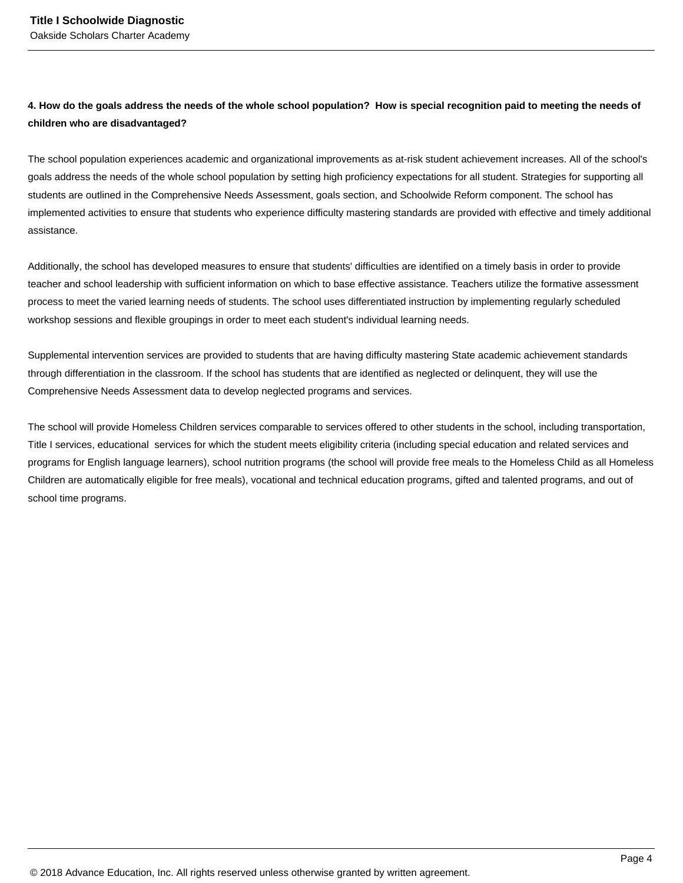**4. How do the goals address the needs of the whole school population?  How is special recognition paid to meeting the needs of children who are disadvantaged?**

The school population experiences academic and organizational improvements as at-risk student achievement increases. All of the school's goals address the needs of the whole school population by setting high proficiency expectations for all student. Strategies for supporting all students are outlined in the Comprehensive Needs Assessment, goals section, and Schoolwide Reform component. The school has implemented activities to ensure that students who experience difficulty mastering standards are provided with effective and timely additional assistance.

Additionally, the school has developed measures to ensure that students' difficulties are identified on a timely basis in order to provide teacher and school leadership with sufficient information on which to base effective assistance. Teachers utilize the formative assessment process to meet the varied learning needs of students. The school uses differentiated instruction by implementing regularly scheduled workshop sessions and flexible groupings in order to meet each student's individual learning needs.

Supplemental intervention services are provided to students that are having difficulty mastering State academic achievement standards through differentiation in the classroom. If the school has students that are identified as neglected or delinquent, they will use the Comprehensive Needs Assessment data to develop neglected programs and services.

The school will provide Homeless Children services comparable to services offered to other students in the school, including transportation, Title I services, educational  services for which the student meets eligibility criteria (including special education and related services and programs for English language learners), school nutrition programs (the school will provide free meals to the Homeless Child as all Homeless Children are automatically eligible for free meals), vocational and technical education programs, gifted and talented programs, and out of school time programs.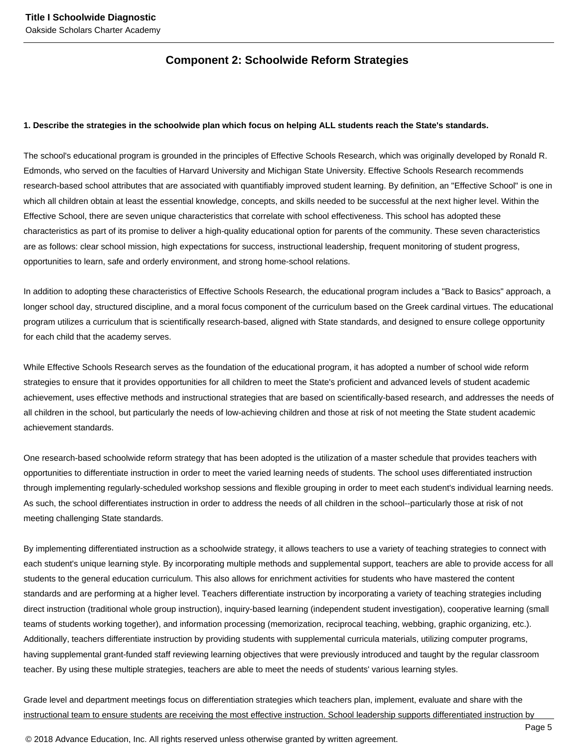## Component 2: Schoolwide Reform Strategies

**1. Describe the strategies in the schoolwide plan which focus on helping ALL students reach the State's standards.**

The school's educational program is grounded in the principles of Effective Schools Research, which was originally developed by Ronald R. Edmonds, who served on the faculties of Harvard University and Michigan State University. Effective Schools Research recommends research-based school attributes that are associated with quantifiably improved student learning. By definition, an "Effective School" is one in which all children obtain at least the essential knowledge, concepts, and skills needed to be successful at the next higher level. Within the Effective School, there are seven unique characteristics that correlate with school effectiveness. This school has adopted these characteristics as part of its promise to deliver a high-quality educational option for parents of the community. These seven characteristics are as follows: clear school mission, high expectations for success, instructional leadership, frequent monitoring of student progress, opportunities to learn, safe and orderly environment, and strong home-school relations.

In addition to adopting these characteristics of Effective Schools Research, the educational program includes a "Back to Basics" approach, a longer school day, structured discipline, and a moral focus component of the curriculum based on the Greek cardinal virtues. The educational program utilizes a curriculum that is scientifically research-based, aligned with State standards, and designed to ensure college opportunity for each child that the academy serves.

While Effective Schools Research serves as the foundation of the educational program, it has adopted a number of school wide reform strategies to ensure that it provides opportunities for all children to meet the State's proficient and advanced levels of student academic achievement, uses effective methods and instructional strategies that are based on scientifically-based research, and addresses the needs of all children in the school, but particularly the needs of low-achieving children and those at risk of not meeting the State student academic achievement standards.

One research-based schoolwide reform strategy that has been adopted is the utilization of a master schedule that provides teachers with opportunities to differentiate instruction in order to meet the varied learning needs of students. The school uses differentiated instruction through implementing regularly-scheduled workshop sessions and flexible grouping in order to meet each student's individual learning needs. As such, the school differentiates instruction in order to address the needs of all children in the school--particularly those at risk of not meeting challenging State standards.

By implementing differentiated instruction as a schoolwide strategy, it allows teachers to use a variety of teaching strategies to connect with each student's unique learning style. By incorporating multiple methods and supplemental support, teachers are able to provide access for all students to the general education curriculum. This also allows for enrichment activities for students who have mastered the content standards and are performing at a higher level. Teachers differentiate instruction by incorporating a variety of teaching strategies including direct instruction (traditional whole group instruction), inquiry-based learning (independent student investigation), cooperative learning (small teams of students working together), and information processing (memorization, reciprocal teaching, webbing, graphic organizing, etc.). Additionally, teachers differentiate instruction by providing students with supplemental curricula materials, utilizing computer programs, having supplemental grant-funded staff reviewing learning objectives that were previously introduced and taught by the regular classroom teacher. By using these multiple strategies, teachers are able to meet the needs of students' various learning styles.

Grade level and department meetings focus on differentiation strategies which teachers plan, implement, evaluate and share with the instructional team to ensure students are receiving the most effective instruction. School leadership supports differentiated instruction by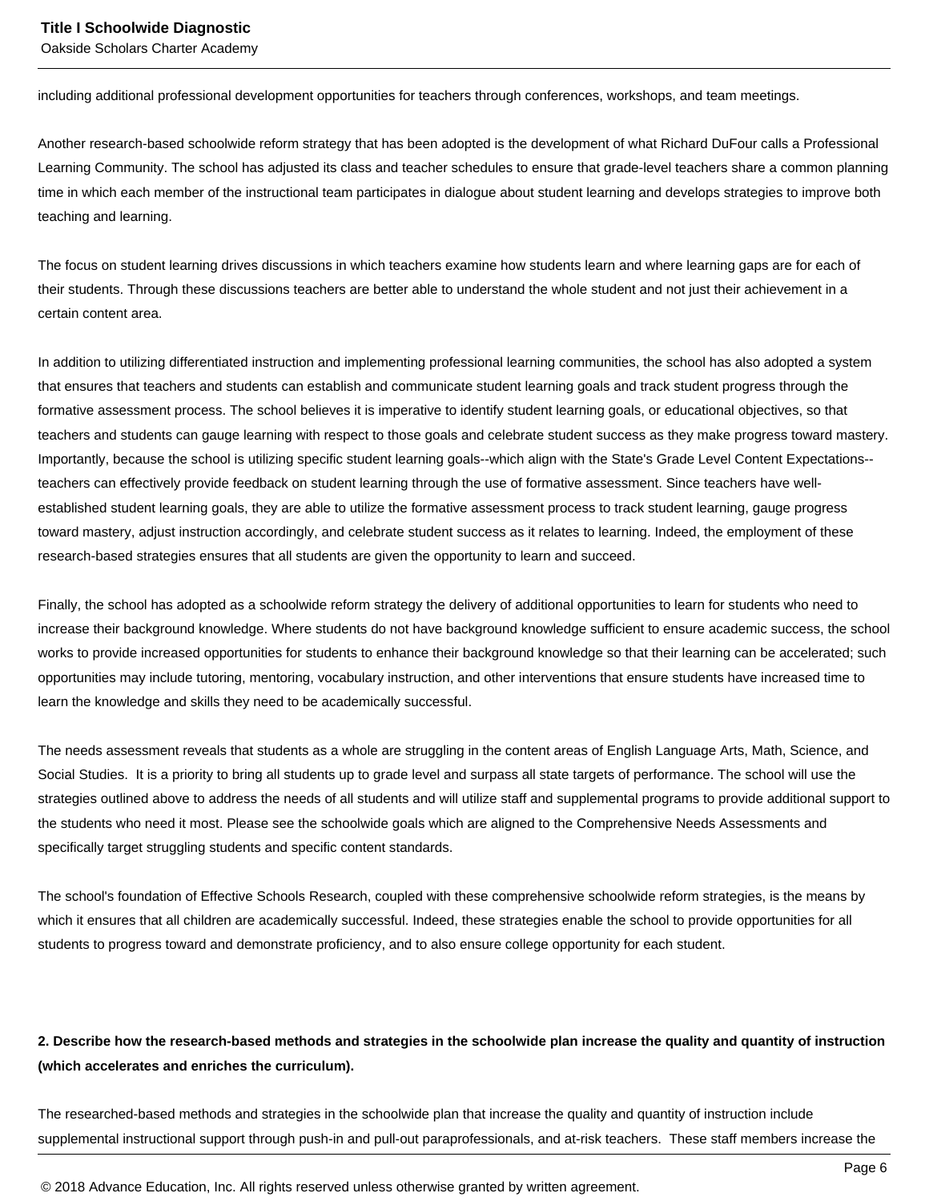including additional professional development opportunities for teachers through conferences, workshops, and team meetings.

Another research-based schoolwide reform strategy that has been adopted is the development of what Richard DuFour calls a Professional Learning Community. The school has adjusted its class and teacher schedules to ensure that grade-level teachers share a common planning time in which each member of the instructional team participates in dialogue about student learning and develops strategies to improve both teaching and learning.

The focus on student learning drives discussions in which teachers examine how students learn and where learning gaps are for each of their students. Through these discussions teachers are better able to understand the whole student and not just their achievement in a certain content area.

In addition to utilizing differentiated instruction and implementing professional learning communities, the school has also adopted a system that ensures that teachers and students can establish and communicate student learning goals and track student progress through the formative assessment process. The school believes it is imperative to identify student learning goals, or educational objectives, so that teachers and students can gauge learning with respect to those goals and celebrate student success as they make progress toward mastery. Importantly, because the school is utilizing specific student learning goals--which align with the State's Grade Level Content Expectations--teachers can effectively provide feedback on student learning through the use of formative assessment. Since teachers have well-established student learning goals, they are able to utilize the formative assessment process to track student learning, gauge progress toward mastery, adjust instruction accordingly, and celebrate student success as it relates to learning. Indeed, the employment of these research-based strategies ensures that all students are given the opportunity to learn and succeed.

Finally, the school has adopted as a schoolwide reform strategy the delivery of additional opportunities to learn for students who need to increase their background knowledge. Where students do not have background knowledge sufficient to ensure academic success, the school works to provide increased opportunities for students to enhance their background knowledge so that their learning can be accelerated; such opportunities may include tutoring, mentoring, vocabulary instruction, and other interventions that ensure students have increased time to learn the knowledge and skills they need to be academically successful.

The needs assessment reveals that students as a whole are struggling in the content areas of English Language Arts, Math, Science, and Social Studies. It is a priority to bring all students up to grade level and surpass all state targets of performance. The school will use the strategies outlined above to address the needs of all students and will utilize staff and supplemental programs to provide additional support to the students who need it most. Please see the schoolwide goals which are aligned to the Comprehensive Needs Assessments and specifically target struggling students and specific content standards.

The school's foundation of Effective Schools Research, coupled with these comprehensive schoolwide reform strategies, is the means by which it ensures that all children are academically successful. Indeed, these strategies enable the school to provide opportunities for all students to progress toward and demonstrate proficiency, and to also ensure college opportunity for each student.

**2. Describe how the research-based methods and strategies in the schoolwide plan increase the quality and quantity of instruction (which accelerates and enriches the curriculum).**

The researched-based methods and strategies in the schoolwide plan that increase the quality and quantity of instruction include supplemental instructional support through push-in and pull-out paraprofessionals, and at-risk teachers. These staff members increase the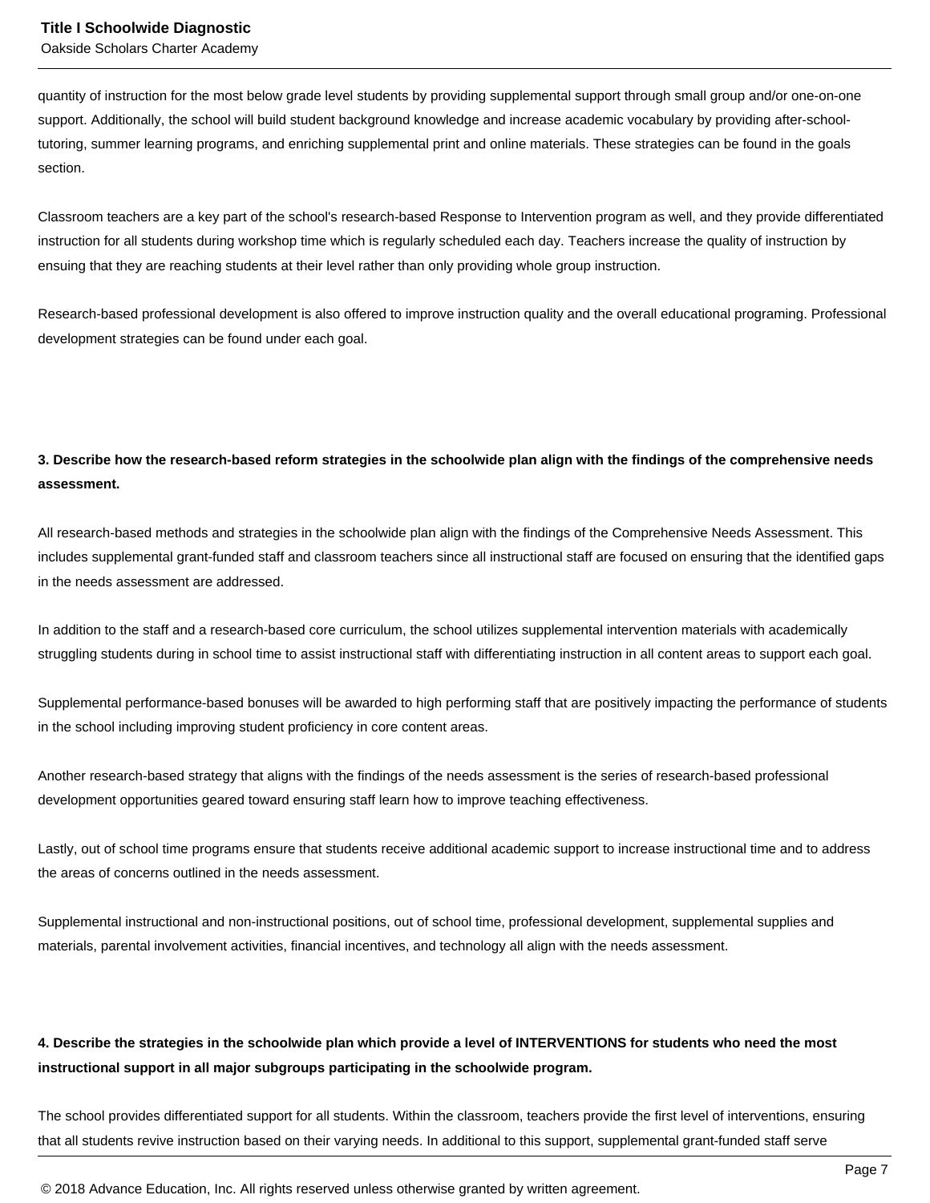quantity of instruction for the most below grade level students by providing supplemental support through small group and/or one-on-one support. Additionally, the school will build student background knowledge and increase academic vocabulary by providing after-school-tutoring, summer learning programs, and enriching supplemental print and online materials. These strategies can be found in the goals section.

Classroom teachers are a key part of the school's research-based Response to Intervention program as well, and they provide differentiated instruction for all students during workshop time which is regularly scheduled each day. Teachers increase the quality of instruction by ensuing that they are reaching students at their level rather than only providing whole group instruction.

Research-based professional development is also offered to improve instruction quality and the overall educational programing. Professional development strategies can be found under each goal.

**3. Describe how the research-based reform strategies in the schoolwide plan align with the findings of the comprehensive needs assessment.**

All research-based methods and strategies in the schoolwide plan align with the findings of the Comprehensive Needs Assessment. This includes supplemental grant-funded staff and classroom teachers since all instructional staff are focused on ensuring that the identified gaps in the needs assessment are addressed.

In addition to the staff and a research-based core curriculum, the school utilizes supplemental intervention materials with academically struggling students during in school time to assist instructional staff with differentiating instruction in all content areas to support each goal.

Supplemental performance-based bonuses will be awarded to high performing staff that are positively impacting the performance of students in the school including improving student proficiency in core content areas.

Another research-based strategy that aligns with the findings of the needs assessment is the series of research-based professional development opportunities geared toward ensuring staff learn how to improve teaching effectiveness.

Lastly, out of school time programs ensure that students receive additional academic support to increase instructional time and to address the areas of concerns outlined in the needs assessment.

Supplemental instructional and non-instructional positions, out of school time, professional development, supplemental supplies and materials, parental involvement activities, financial incentives, and technology all align with the needs assessment.

**4. Describe the strategies in the schoolwide plan which provide a level of INTERVENTIONS for students who need the most instructional support in all major subgroups participating in the schoolwide program.**

The school provides differentiated support for all students. Within the classroom, teachers provide the first level of interventions, ensuring that all students revive instruction based on their varying needs. In additional to this support, supplemental grant-funded staff serve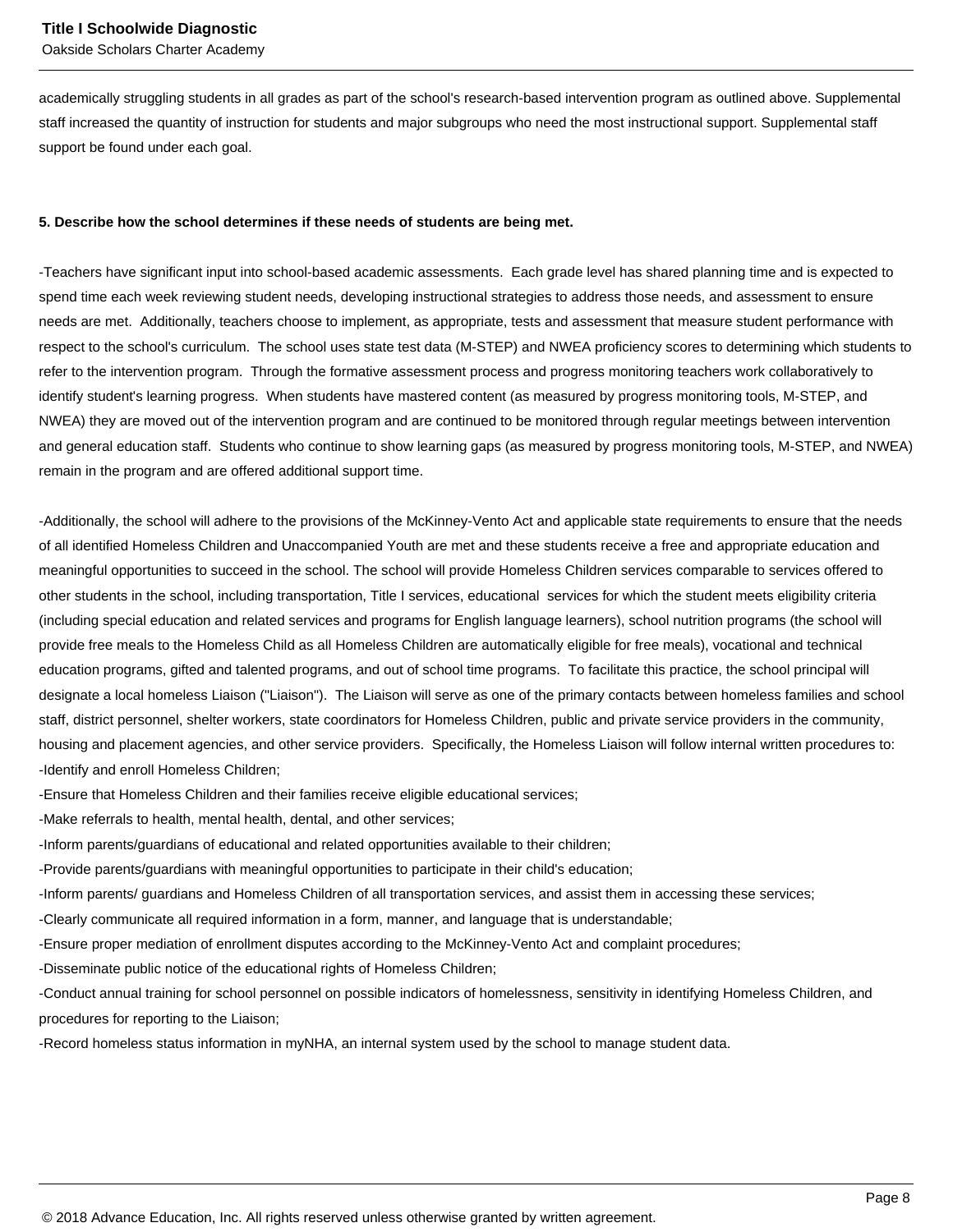academically struggling students in all grades as part of the school's research-based intervention program as outlined above. Supplemental staff increased the quantity of instruction for students and major subgroups who need the most instructional support. Supplemental staff support be found under each goal.

**5. Describe how the school determines if these needs of students are being met.**

-Teachers have significant input into school-based academic assessments. Each grade level has shared planning time and is expected to spend time each week reviewing student needs, developing instructional strategies to address those needs, and assessment to ensure needs are met. Additionally, teachers choose to implement, as appropriate, tests and assessment that measure student performance with respect to the school's curriculum. The school uses state test data (M-STEP) and NWEA proficiency scores to determining which students to refer to the intervention program. Through the formative assessment process and progress monitoring teachers work collaboratively to identify student's learning progress. When students have mastered content (as measured by progress monitoring tools, M-STEP, and NWEA) they are moved out of the intervention program and are continued to be monitored through regular meetings between intervention and general education staff. Students who continue to show learning gaps (as measured by progress monitoring tools, M-STEP, and NWEA) remain in the program and are offered additional support time.

-Additionally, the school will adhere to the provisions of the McKinney-Vento Act and applicable state requirements to ensure that the needs of all identified Homeless Children and Unaccompanied Youth are met and these students receive a free and appropriate education and meaningful opportunities to succeed in the school. The school will provide Homeless Children services comparable to services offered to other students in the school, including transportation, Title I services, educational services for which the student meets eligibility criteria (including special education and related services and programs for English language learners), school nutrition programs (the school will provide free meals to the Homeless Child as all Homeless Children are automatically eligible for free meals), vocational and technical education programs, gifted and talented programs, and out of school time programs. To facilitate this practice, the school principal will designate a local homeless Liaison ("Liaison"). The Liaison will serve as one of the primary contacts between homeless families and school staff, district personnel, shelter workers, state coordinators for Homeless Children, public and private service providers in the community, housing and placement agencies, and other service providers. Specifically, the Homeless Liaison will follow internal written procedures to:
-Identify and enroll Homeless Children;
-Ensure that Homeless Children and their families receive eligible educational services;
-Make referrals to health, mental health, dental, and other services;
-Inform parents/guardians of educational and related opportunities available to their children;
-Provide parents/guardians with meaningful opportunities to participate in their child's education;
-Inform parents/ guardians and Homeless Children of all transportation services, and assist them in accessing these services;
-Clearly communicate all required information in a form, manner, and language that is understandable;
-Ensure proper mediation of enrollment disputes according to the McKinney-Vento Act and complaint procedures;
-Disseminate public notice of the educational rights of Homeless Children;
-Conduct annual training for school personnel on possible indicators of homelessness, sensitivity in identifying Homeless Children, and procedures for reporting to the Liaison;
-Record homeless status information in myNHA, an internal system used by the school to manage student data.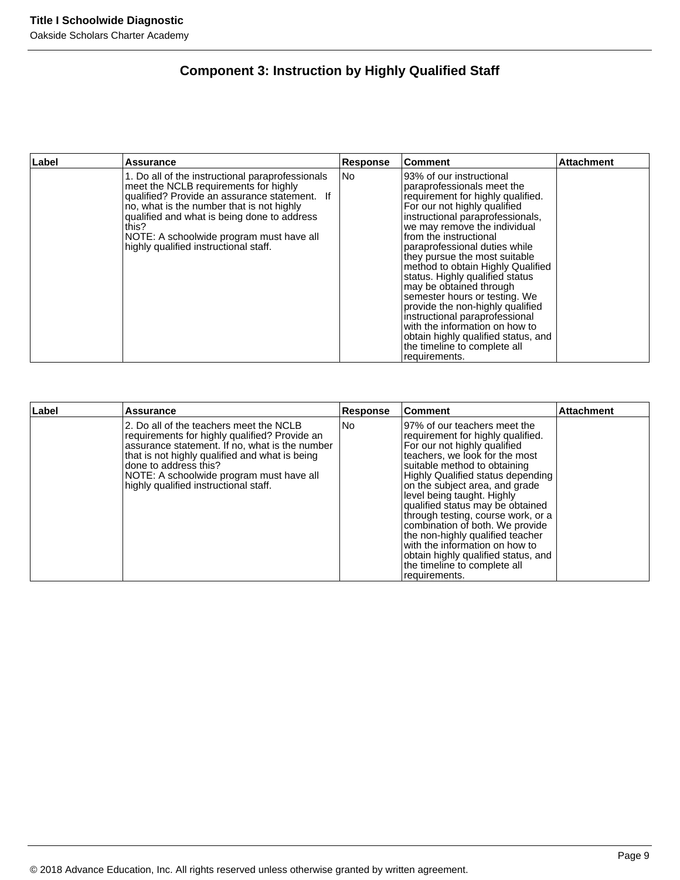## Component 3: Instruction by Highly Qualified Staff

| Label | Assurance | Response | Comment | Attachment |
|---|---|---|---|---|
| | 1. Do all of the instructional paraprofessionals meet the NCLB requirements for highly qualified? Provide an assurance statement. If no, what is the number that is not highly qualified and what is being done to address this?<br>NOTE: A schoolwide program must have all highly qualified instructional staff. | No | 93% of our instructional paraprofessionals meet the requirement for highly qualified. For our not highly qualified instructional paraprofessionals, we may remove the individual from the instructional paraprofessional duties while they pursue the most suitable method to obtain Highly Qualified status. Highly qualified status may be obtained through semester hours or testing. We provide the non-highly qualified instructional paraprofessional with the information on how to obtain highly qualified status, and the timeline to complete all requirements. | |

| Label | Assurance | Response | Comment | Attachment |
|---|---|---|---|---|
| | 2. Do all of the teachers meet the NCLB requirements for highly qualified? Provide an assurance statement. If no, what is the number that is not highly qualified and what is being done to address this?<br>NOTE: A schoolwide program must have all highly qualified instructional staff. | No | 97% of our teachers meet the requirement for highly qualified. For our not highly qualified teachers, we look for the most suitable method to obtaining Highly Qualified status depending on the subject area, and grade level being taught. Highly qualified status may be obtained through testing, course work, or a combination of both. We provide the non-highly qualified teacher with the information on how to obtain highly qualified status, and the timeline to complete all requirements. | |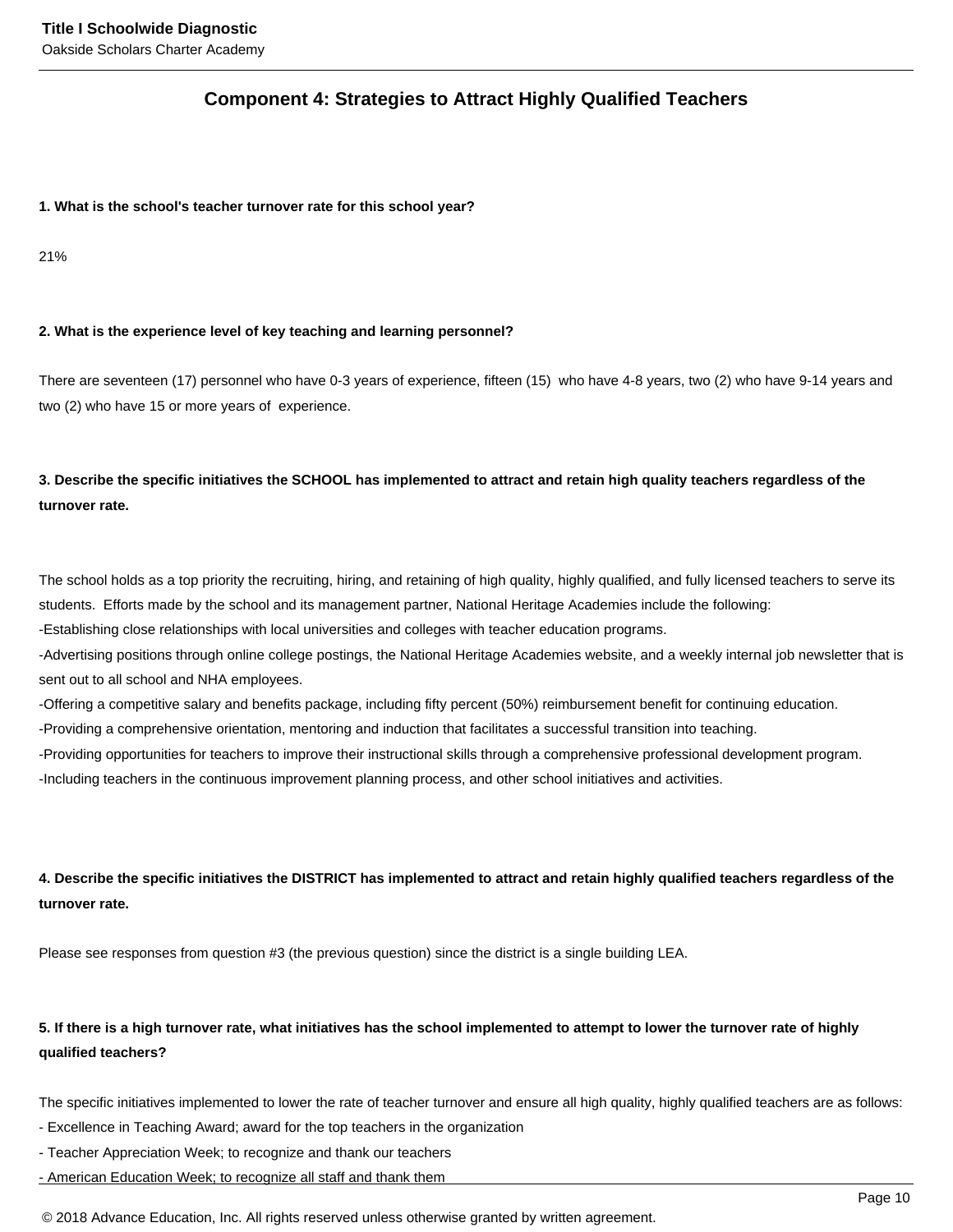## Component 4: Strategies to Attract Highly Qualified Teachers

**1. What is the school's teacher turnover rate for this school year?**

21%

**2. What is the experience level of key teaching and learning personnel?**

There are seventeen (17) personnel who have 0-3 years of experience, fifteen (15) who have 4-8 years, two (2) who have 9-14 years and two (2) who have 15 or more years of experience.

**3. Describe the specific initiatives the SCHOOL has implemented to attract and retain high quality teachers regardless of the turnover rate.**

The school holds as a top priority the recruiting, hiring, and retaining of high quality, highly qualified, and fully licensed teachers to serve its students. Efforts made by the school and its management partner, National Heritage Academies include the following:
-Establishing close relationships with local universities and colleges with teacher education programs.
-Advertising positions through online college postings, the National Heritage Academies website, and a weekly internal job newsletter that is sent out to all school and NHA employees.
-Offering a competitive salary and benefits package, including fifty percent (50%) reimbursement benefit for continuing education.
-Providing a comprehensive orientation, mentoring and induction that facilitates a successful transition into teaching.
-Providing opportunities for teachers to improve their instructional skills through a comprehensive professional development program.
-Including teachers in the continuous improvement planning process, and other school initiatives and activities.

**4. Describe the specific initiatives the DISTRICT has implemented to attract and retain highly qualified teachers regardless of the turnover rate.**

Please see responses from question #3 (the previous question) since the district is a single building LEA.

**5. If there is a high turnover rate, what initiatives has the school implemented to attempt to lower the turnover rate of highly qualified teachers?**

The specific initiatives implemented to lower the rate of teacher turnover and ensure all high quality, highly qualified teachers are as follows:
- Excellence in Teaching Award; award for the top teachers in the organization
- Teacher Appreciation Week; to recognize and thank our teachers
- American Education Week; to recognize all staff and thank them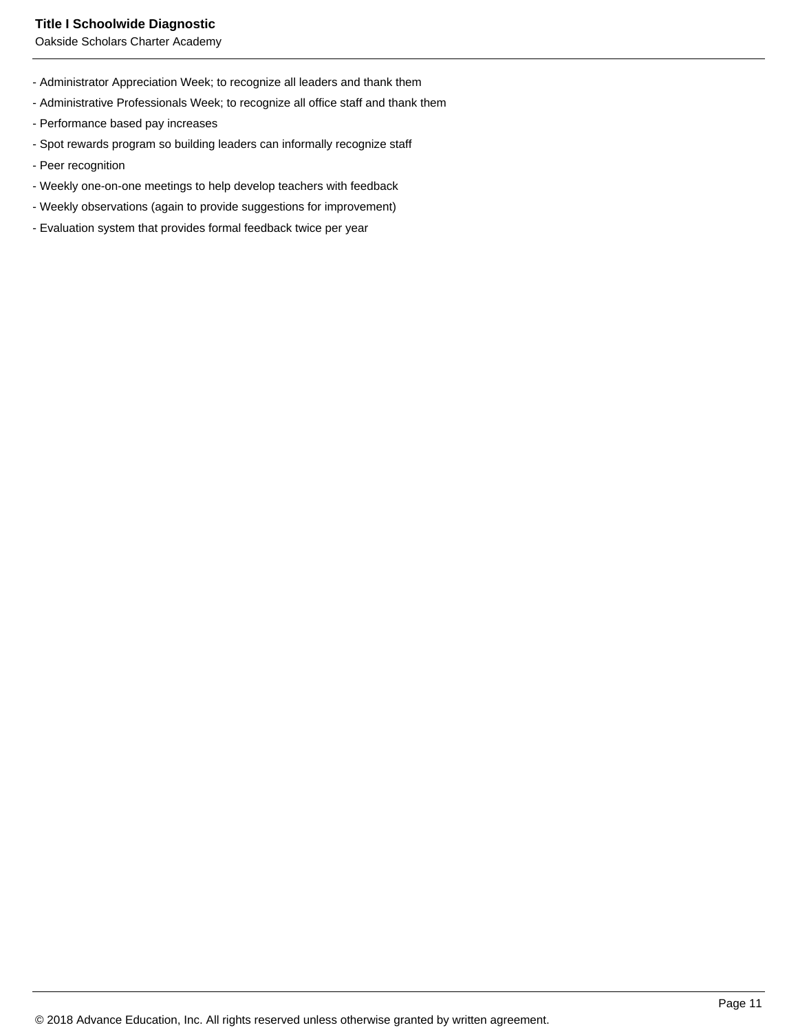- Administrator Appreciation Week; to recognize all leaders and thank them
- Administrative Professionals Week; to recognize all office staff and thank them
- Performance based pay increases
- Spot rewards program so building leaders can informally recognize staff
- Peer recognition
- Weekly one-on-one meetings to help develop teachers with feedback
- Weekly observations (again to provide suggestions for improvement)
- Evaluation system that provides formal feedback twice per year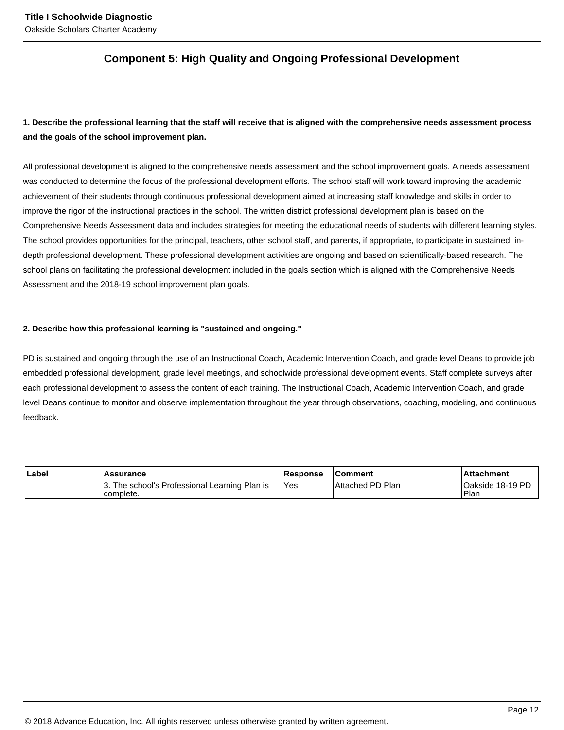## Component 5: High Quality and Ongoing Professional Development

**1. Describe the professional learning that the staff will receive that is aligned with the comprehensive needs assessment process and the goals of the school improvement plan.**

All professional development is aligned to the comprehensive needs assessment and the school improvement goals. A needs assessment was conducted to determine the focus of the professional development efforts. The school staff will work toward improving the academic achievement of their students through continuous professional development aimed at increasing staff knowledge and skills in order to improve the rigor of the instructional practices in the school. The written district professional development plan is based on the Comprehensive Needs Assessment data and includes strategies for meeting the educational needs of students with different learning styles. The school provides opportunities for the principal, teachers, other school staff, and parents, if appropriate, to participate in sustained, in-depth professional development. These professional development activities are ongoing and based on scientifically-based research. The school plans on facilitating the professional development included in the goals section which is aligned with the Comprehensive Needs Assessment and the 2018-19 school improvement plan goals.

**2. Describe how this professional learning is "sustained and ongoing."**

PD is sustained and ongoing through the use of an Instructional Coach, Academic Intervention Coach, and grade level Deans to provide job embedded professional development, grade level meetings, and schoolwide professional development events. Staff complete surveys after each professional development to assess the content of each training. The Instructional Coach, Academic Intervention Coach, and grade level Deans continue to monitor and observe implementation throughout the year through observations, coaching, modeling, and continuous feedback.

| Label | Assurance | Response | Comment | Attachment |
| --- | --- | --- | --- | --- |
| | 3. The school's Professional Learning Plan is complete. | Yes | Attached PD Plan | Oakside 18-19 PD Plan |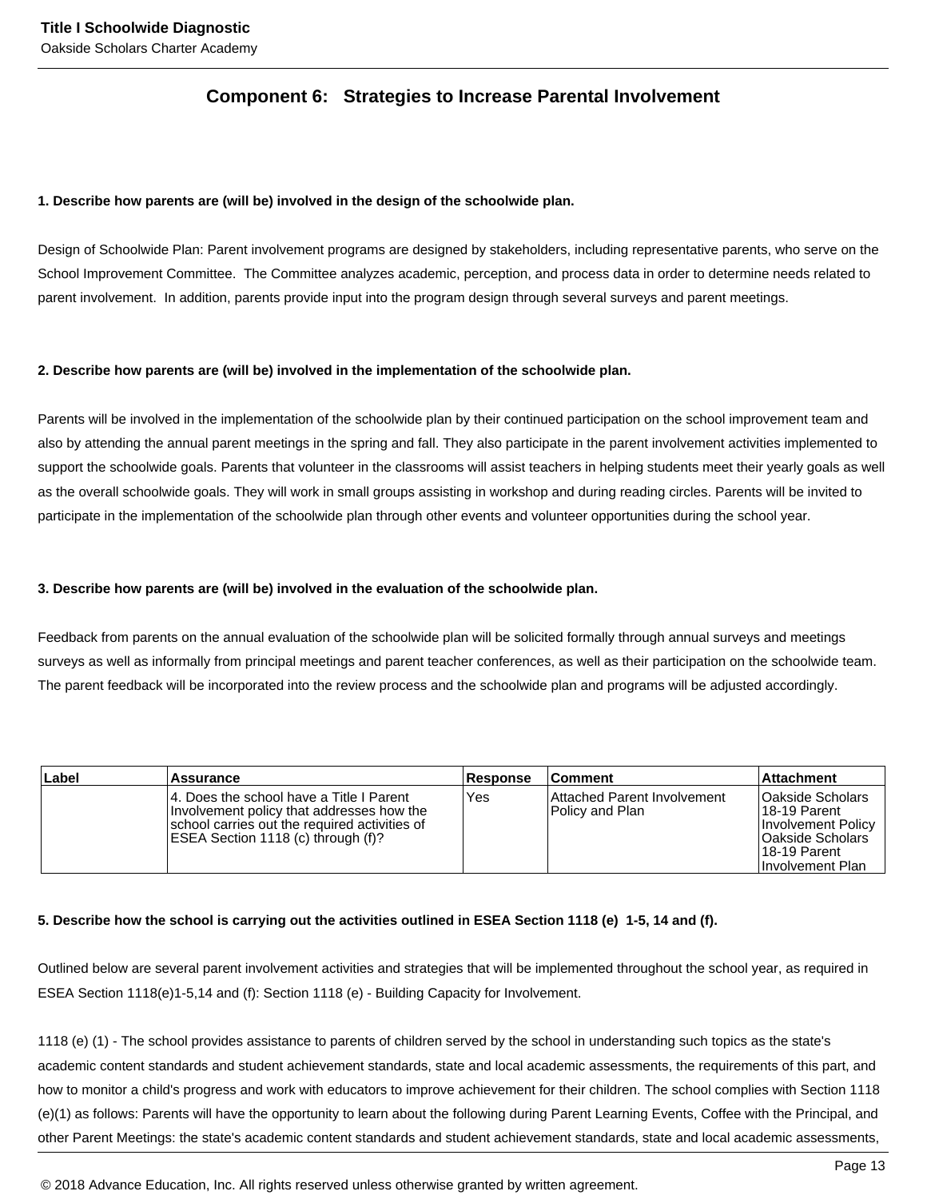## Component 6: Strategies to Increase Parental Involvement

**1. Describe how parents are (will be) involved in the design of the schoolwide plan.**

Design of Schoolwide Plan: Parent involvement programs are designed by stakeholders, including representative parents, who serve on the School Improvement Committee. The Committee analyzes academic, perception, and process data in order to determine needs related to parent involvement. In addition, parents provide input into the program design through several surveys and parent meetings.

**2. Describe how parents are (will be) involved in the implementation of the schoolwide plan.**

Parents will be involved in the implementation of the schoolwide plan by their continued participation on the school improvement team and also by attending the annual parent meetings in the spring and fall. They also participate in the parent involvement activities implemented to support the schoolwide goals. Parents that volunteer in the classrooms will assist teachers in helping students meet their yearly goals as well as the overall schoolwide goals. They will work in small groups assisting in workshop and during reading circles. Parents will be invited to participate in the implementation of the schoolwide plan through other events and volunteer opportunities during the school year.

**3. Describe how parents are (will be) involved in the evaluation of the schoolwide plan.**

Feedback from parents on the annual evaluation of the schoolwide plan will be solicited formally through annual surveys and meetings surveys as well as informally from principal meetings and parent teacher conferences, as well as their participation on the schoolwide team. The parent feedback will be incorporated into the review process and the schoolwide plan and programs will be adjusted accordingly.

| Label | Assurance | Response | Comment | Attachment |
|---|---|---|---|---|
| | 4. Does the school have a Title I Parent Involvement policy that addresses how the school carries out the required activities of ESEA Section 1118 (c) through (f)? | Yes | Attached Parent Involvement Policy and Plan | Oakside Scholars 18-19 Parent Involvement Policy Oakside Scholars 18-19 Parent Involvement Plan |

**5. Describe how the school is carrying out the activities outlined in ESEA Section 1118 (e) 1-5, 14 and (f).**

Outlined below are several parent involvement activities and strategies that will be implemented throughout the school year, as required in ESEA Section 1118(e)1-5,14 and (f): Section 1118 (e) - Building Capacity for Involvement.

1118 (e) (1) - The school provides assistance to parents of children served by the school in understanding such topics as the state's academic content standards and student achievement standards, state and local academic assessments, the requirements of this part, and how to monitor a child's progress and work with educators to improve achievement for their children. The school complies with Section 1118 (e)(1) as follows: Parents will have the opportunity to learn about the following during Parent Learning Events, Coffee with the Principal, and other Parent Meetings: the state's academic content standards and student achievement standards, state and local academic assessments,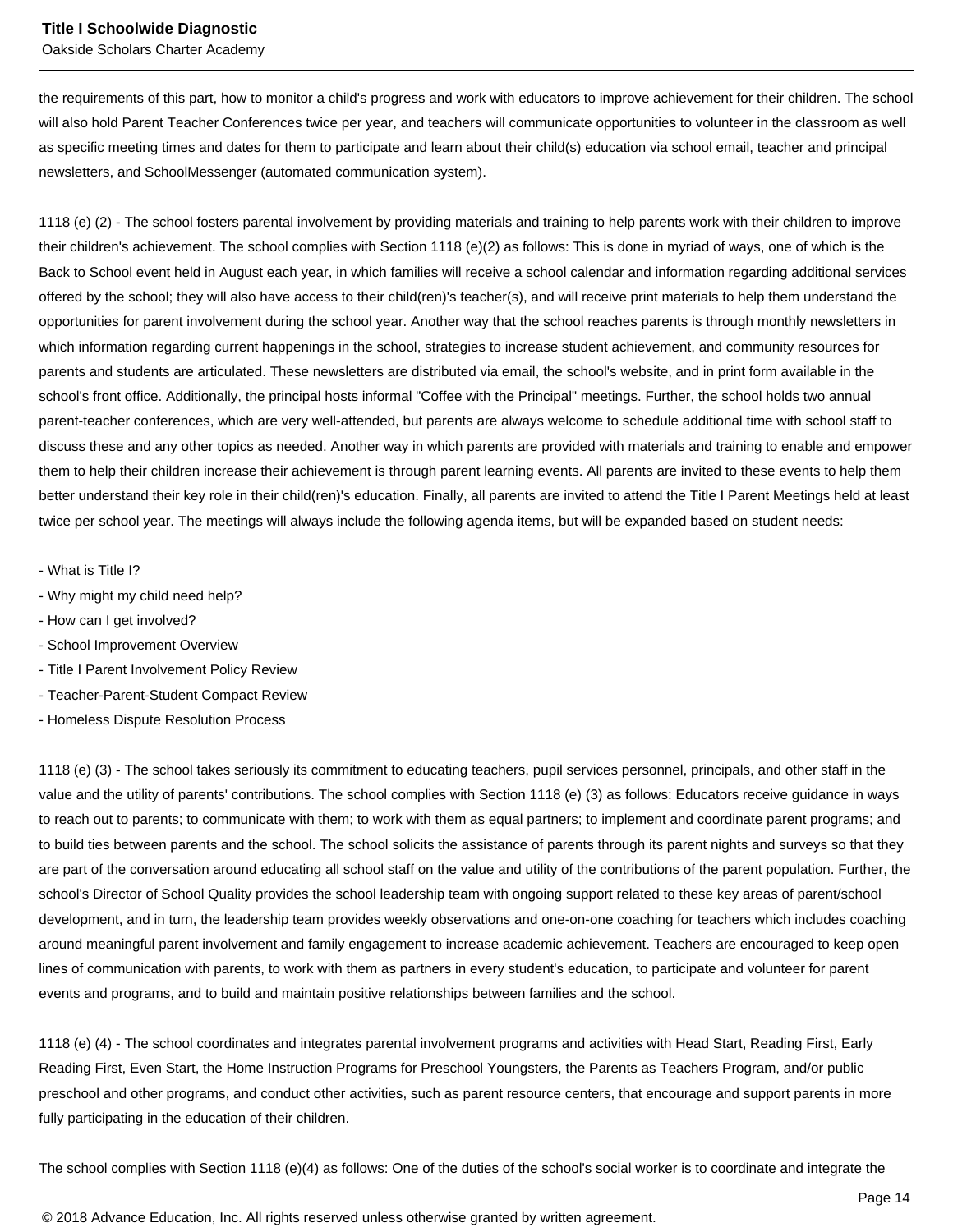the requirements of this part, how to monitor a child's progress and work with educators to improve achievement for their children. The school will also hold Parent Teacher Conferences twice per year, and teachers will communicate opportunities to volunteer in the classroom as well as specific meeting times and dates for them to participate and learn about their child(s) education via school email, teacher and principal newsletters, and SchoolMessenger (automated communication system).

1118 (e) (2) - The school fosters parental involvement by providing materials and training to help parents work with their children to improve their children's achievement. The school complies with Section 1118 (e)(2) as follows: This is done in myriad of ways, one of which is the Back to School event held in August each year, in which families will receive a school calendar and information regarding additional services offered by the school; they will also have access to their child(ren)'s teacher(s), and will receive print materials to help them understand the opportunities for parent involvement during the school year. Another way that the school reaches parents is through monthly newsletters in which information regarding current happenings in the school, strategies to increase student achievement, and community resources for parents and students are articulated. These newsletters are distributed via email, the school's website, and in print form available in the school's front office. Additionally, the principal hosts informal "Coffee with the Principal" meetings. Further, the school holds two annual parent-teacher conferences, which are very well-attended, but parents are always welcome to schedule additional time with school staff to discuss these and any other topics as needed. Another way in which parents are provided with materials and training to enable and empower them to help their children increase their achievement is through parent learning events. All parents are invited to these events to help them better understand their key role in their child(ren)'s education. Finally, all parents are invited to attend the Title I Parent Meetings held at least twice per school year. The meetings will always include the following agenda items, but will be expanded based on student needs:

- What is Title I?
- Why might my child need help?
- How can I get involved?
- School Improvement Overview
- Title I Parent Involvement Policy Review
- Teacher-Parent-Student Compact Review
- Homeless Dispute Resolution Process

1118 (e) (3) - The school takes seriously its commitment to educating teachers, pupil services personnel, principals, and other staff in the value and the utility of parents' contributions. The school complies with Section 1118 (e) (3) as follows: Educators receive guidance in ways to reach out to parents; to communicate with them; to work with them as equal partners; to implement and coordinate parent programs; and to build ties between parents and the school. The school solicits the assistance of parents through its parent nights and surveys so that they are part of the conversation around educating all school staff on the value and utility of the contributions of the parent population. Further, the school's Director of School Quality provides the school leadership team with ongoing support related to these key areas of parent/school development, and in turn, the leadership team provides weekly observations and one-on-one coaching for teachers which includes coaching around meaningful parent involvement and family engagement to increase academic achievement. Teachers are encouraged to keep open lines of communication with parents, to work with them as partners in every student's education, to participate and volunteer for parent events and programs, and to build and maintain positive relationships between families and the school.

1118 (e) (4) - The school coordinates and integrates parental involvement programs and activities with Head Start, Reading First, Early Reading First, Even Start, the Home Instruction Programs for Preschool Youngsters, the Parents as Teachers Program, and/or public preschool and other programs, and conduct other activities, such as parent resource centers, that encourage and support parents in more fully participating in the education of their children.

The school complies with Section 1118 (e)(4) as follows: One of the duties of the school's social worker is to coordinate and integrate the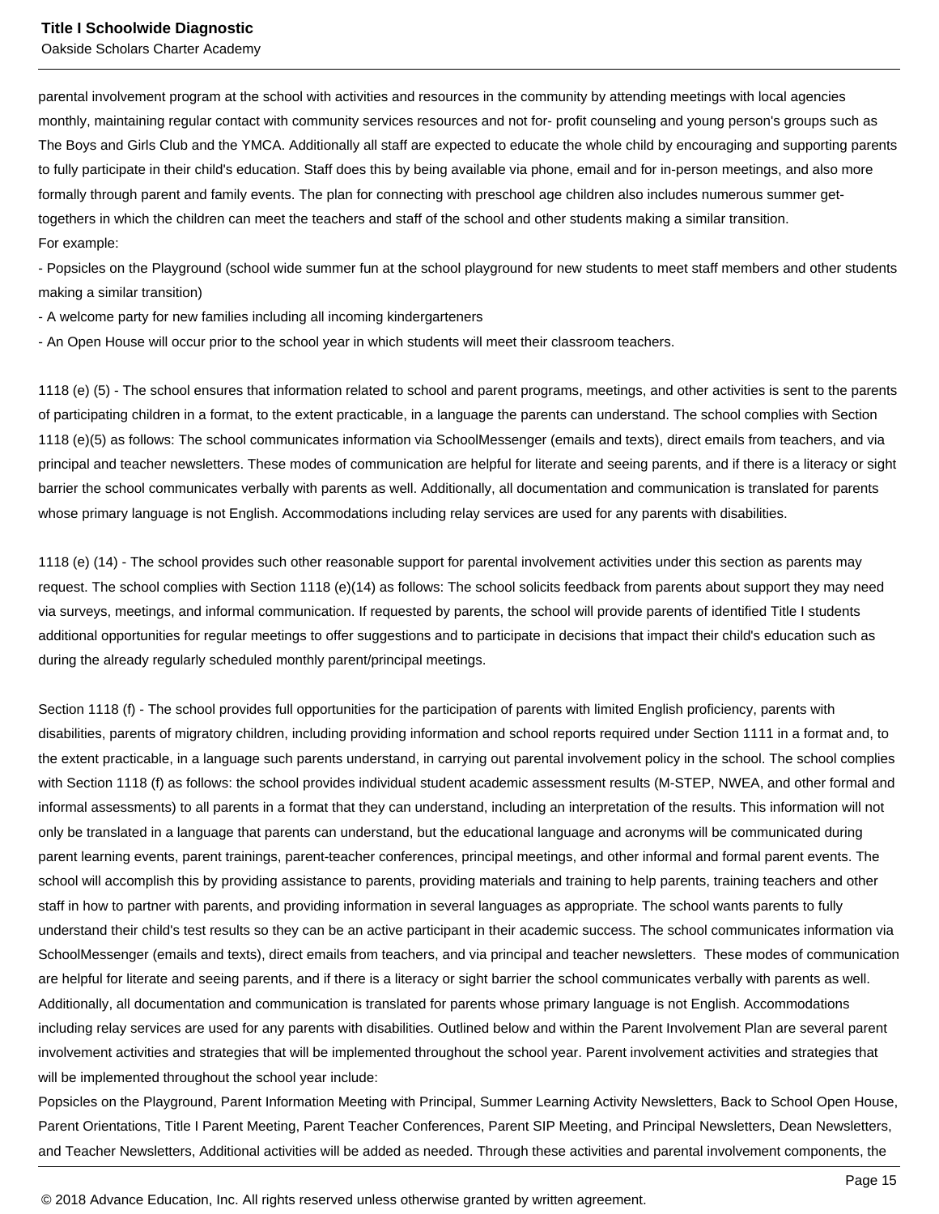parental involvement program at the school with activities and resources in the community by attending meetings with local agencies monthly, maintaining regular contact with community services resources and not for- profit counseling and young person's groups such as The Boys and Girls Club and the YMCA. Additionally all staff are expected to educate the whole child by encouraging and supporting parents to fully participate in their child's education. Staff does this by being available via phone, email and for in-person meetings, and also more formally through parent and family events. The plan for connecting with preschool age children also includes numerous summer get-togethers in which the children can meet the teachers and staff of the school and other students making a similar transition.
For example:
- Popsicles on the Playground (school wide summer fun at the school playground for new students to meet staff members and other students making a similar transition)
- A welcome party for new families including all incoming kindergarteners
- An Open House will occur prior to the school year in which students will meet their classroom teachers.

1118 (e) (5) - The school ensures that information related to school and parent programs, meetings, and other activities is sent to the parents of participating children in a format, to the extent practicable, in a language the parents can understand. The school complies with Section 1118 (e)(5) as follows: The school communicates information via SchoolMessenger (emails and texts), direct emails from teachers, and via principal and teacher newsletters. These modes of communication are helpful for literate and seeing parents, and if there is a literacy or sight barrier the school communicates verbally with parents as well. Additionally, all documentation and communication is translated for parents whose primary language is not English. Accommodations including relay services are used for any parents with disabilities.

1118 (e) (14) - The school provides such other reasonable support for parental involvement activities under this section as parents may request. The school complies with Section 1118 (e)(14) as follows: The school solicits feedback from parents about support they may need via surveys, meetings, and informal communication. If requested by parents, the school will provide parents of identified Title I students additional opportunities for regular meetings to offer suggestions and to participate in decisions that impact their child's education such as during the already regularly scheduled monthly parent/principal meetings.

Section 1118 (f) - The school provides full opportunities for the participation of parents with limited English proficiency, parents with disabilities, parents of migratory children, including providing information and school reports required under Section 1111 in a format and, to the extent practicable, in a language such parents understand, in carrying out parental involvement policy in the school. The school complies with Section 1118 (f) as follows: the school provides individual student academic assessment results (M-STEP, NWEA, and other formal and informal assessments) to all parents in a format that they can understand, including an interpretation of the results. This information will not only be translated in a language that parents can understand, but the educational language and acronyms will be communicated during parent learning events, parent trainings, parent-teacher conferences, principal meetings, and other informal and formal parent events. The school will accomplish this by providing assistance to parents, providing materials and training to help parents, training teachers and other staff in how to partner with parents, and providing information in several languages as appropriate. The school wants parents to fully understand their child's test results so they can be an active participant in their academic success. The school communicates information via SchoolMessenger (emails and texts), direct emails from teachers, and via principal and teacher newsletters. These modes of communication are helpful for literate and seeing parents, and if there is a literacy or sight barrier the school communicates verbally with parents as well. Additionally, all documentation and communication is translated for parents whose primary language is not English. Accommodations including relay services are used for any parents with disabilities. Outlined below and within the Parent Involvement Plan are several parent involvement activities and strategies that will be implemented throughout the school year. Parent involvement activities and strategies that will be implemented throughout the school year include:
Popsicles on the Playground, Parent Information Meeting with Principal, Summer Learning Activity Newsletters, Back to School Open House, Parent Orientations, Title I Parent Meeting, Parent Teacher Conferences, Parent SIP Meeting, and Principal Newsletters, Dean Newsletters, and Teacher Newsletters, Additional activities will be added as needed. Through these activities and parental involvement components, the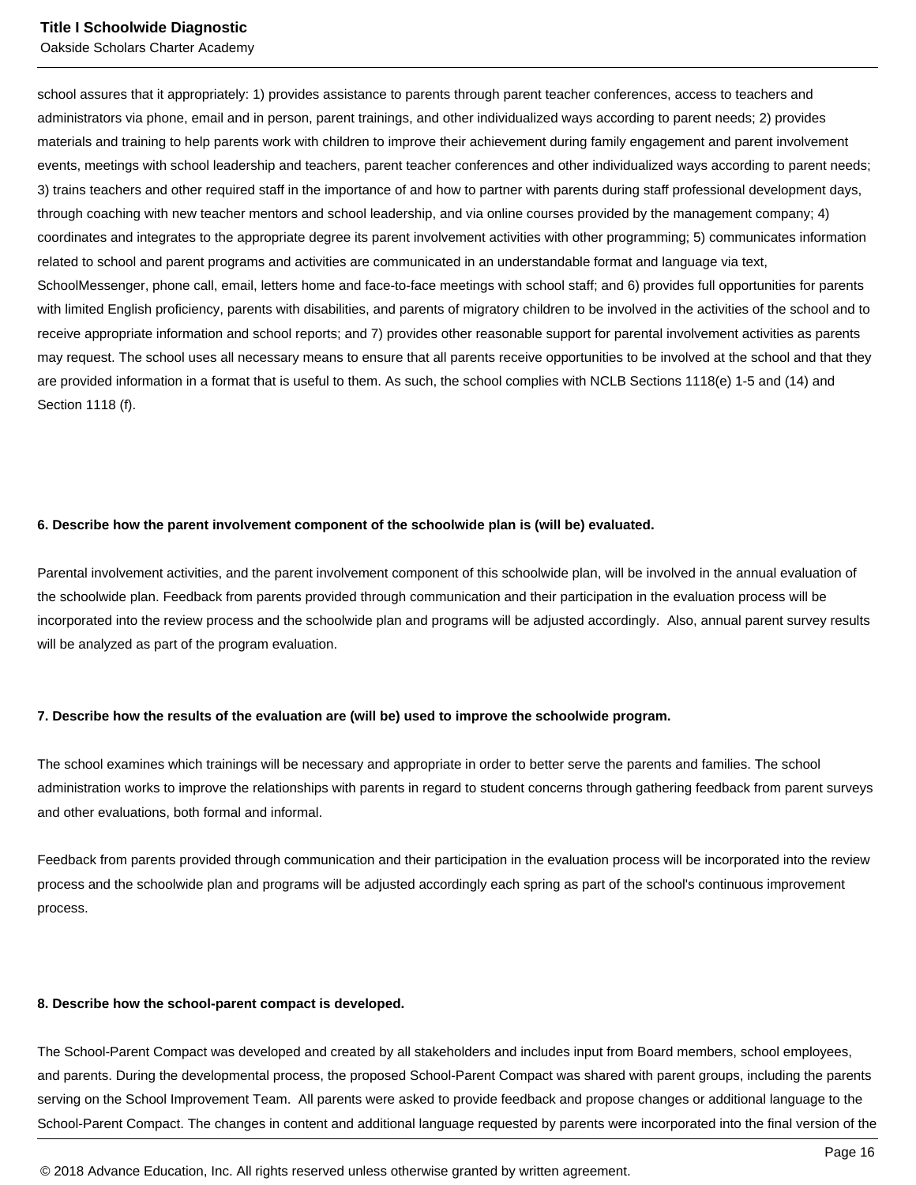school assures that it appropriately: 1) provides assistance to parents through parent teacher conferences, access to teachers and administrators via phone, email and in person, parent trainings, and other individualized ways according to parent needs; 2) provides materials and training to help parents work with children to improve their achievement during family engagement and parent involvement events, meetings with school leadership and teachers, parent teacher conferences and other individualized ways according to parent needs; 3) trains teachers and other required staff in the importance of and how to partner with parents during staff professional development days, through coaching with new teacher mentors and school leadership, and via online courses provided by the management company; 4) coordinates and integrates to the appropriate degree its parent involvement activities with other programming; 5) communicates information related to school and parent programs and activities are communicated in an understandable format and language via text, SchoolMessenger, phone call, email, letters home and face-to-face meetings with school staff; and 6) provides full opportunities for parents with limited English proficiency, parents with disabilities, and parents of migratory children to be involved in the activities of the school and to receive appropriate information and school reports; and 7) provides other reasonable support for parental involvement activities as parents may request. The school uses all necessary means to ensure that all parents receive opportunities to be involved at the school and that they are provided information in a format that is useful to them. As such, the school complies with NCLB Sections 1118(e) 1-5 and (14) and Section 1118 (f).

**6. Describe how the parent involvement component of the schoolwide plan is (will be) evaluated.**

Parental involvement activities, and the parent involvement component of this schoolwide plan, will be involved in the annual evaluation of the schoolwide plan. Feedback from parents provided through communication and their participation in the evaluation process will be incorporated into the review process and the schoolwide plan and programs will be adjusted accordingly. Also, annual parent survey results will be analyzed as part of the program evaluation.

**7. Describe how the results of the evaluation are (will be) used to improve the schoolwide program.**

The school examines which trainings will be necessary and appropriate in order to better serve the parents and families. The school administration works to improve the relationships with parents in regard to student concerns through gathering feedback from parent surveys and other evaluations, both formal and informal.

Feedback from parents provided through communication and their participation in the evaluation process will be incorporated into the review process and the schoolwide plan and programs will be adjusted accordingly each spring as part of the school's continuous improvement process.

**8. Describe how the school-parent compact is developed.**

The School-Parent Compact was developed and created by all stakeholders and includes input from Board members, school employees, and parents. During the developmental process, the proposed School-Parent Compact was shared with parent groups, including the parents serving on the School Improvement Team. All parents were asked to provide feedback and propose changes or additional language to the School-Parent Compact. The changes in content and additional language requested by parents were incorporated into the final version of the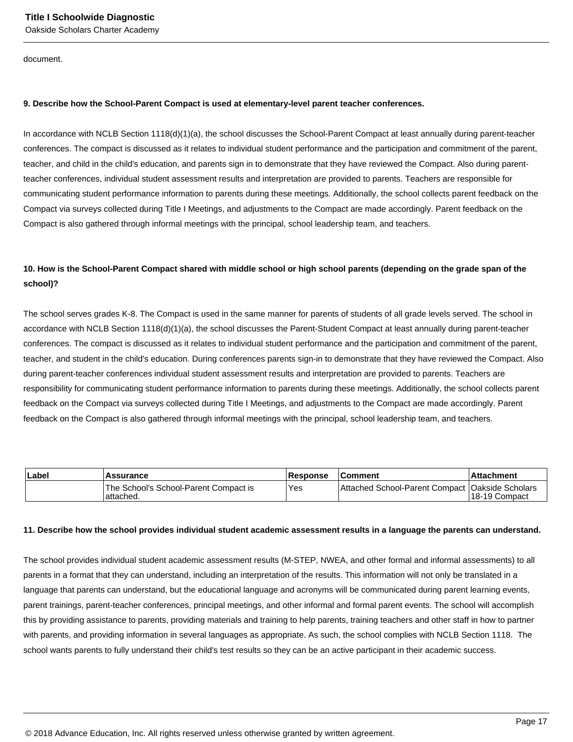document.

**9. Describe how the School-Parent Compact is used at elementary-level parent teacher conferences.**

In accordance with NCLB Section 1118(d)(1)(a), the school discusses the School-Parent Compact at least annually during parent-teacher conferences. The compact is discussed as it relates to individual student performance and the participation and commitment of the parent, teacher, and child in the child's education, and parents sign in to demonstrate that they have reviewed the Compact. Also during parent-teacher conferences, individual student assessment results and interpretation are provided to parents. Teachers are responsible for communicating student performance information to parents during these meetings. Additionally, the school collects parent feedback on the Compact via surveys collected during Title I Meetings, and adjustments to the Compact are made accordingly. Parent feedback on the Compact is also gathered through informal meetings with the principal, school leadership team, and teachers.

**10. How is the School-Parent Compact shared with middle school or high school parents (depending on the grade span of the school)?**

The school serves grades K-8. The Compact is used in the same manner for parents of students of all grade levels served. The school in accordance with NCLB Section 1118(d)(1)(a), the school discusses the Parent-Student Compact at least annually during parent-teacher conferences. The compact is discussed as it relates to individual student performance and the participation and commitment of the parent, teacher, and student in the child's education. During conferences parents sign-in to demonstrate that they have reviewed the Compact. Also during parent-teacher conferences individual student assessment results and interpretation are provided to parents. Teachers are responsibility for communicating student performance information to parents during these meetings. Additionally, the school collects parent feedback on the Compact via surveys collected during Title I Meetings, and adjustments to the Compact are made accordingly. Parent feedback on the Compact is also gathered through informal meetings with the principal, school leadership team, and teachers.

| Label | Assurance | Response | Comment | Attachment |
|---|---|---|---|---|
| | The School's School-Parent Compact is attached. | Yes | Attached School-Parent Compact | Oakside Scholars 18-19 Compact |

**11. Describe how the school provides individual student academic assessment results in a language the parents can understand.**

The school provides individual student academic assessment results (M-STEP, NWEA, and other formal and informal assessments) to all parents in a format that they can understand, including an interpretation of the results. This information will not only be translated in a language that parents can understand, but the educational language and acronyms will be communicated during parent learning events, parent trainings, parent-teacher conferences, principal meetings, and other informal and formal parent events. The school will accomplish this by providing assistance to parents, providing materials and training to help parents, training teachers and other staff in how to partner with parents, and providing information in several languages as appropriate. As such, the school complies with NCLB Section 1118. The school wants parents to fully understand their child's test results so they can be an active participant in their academic success.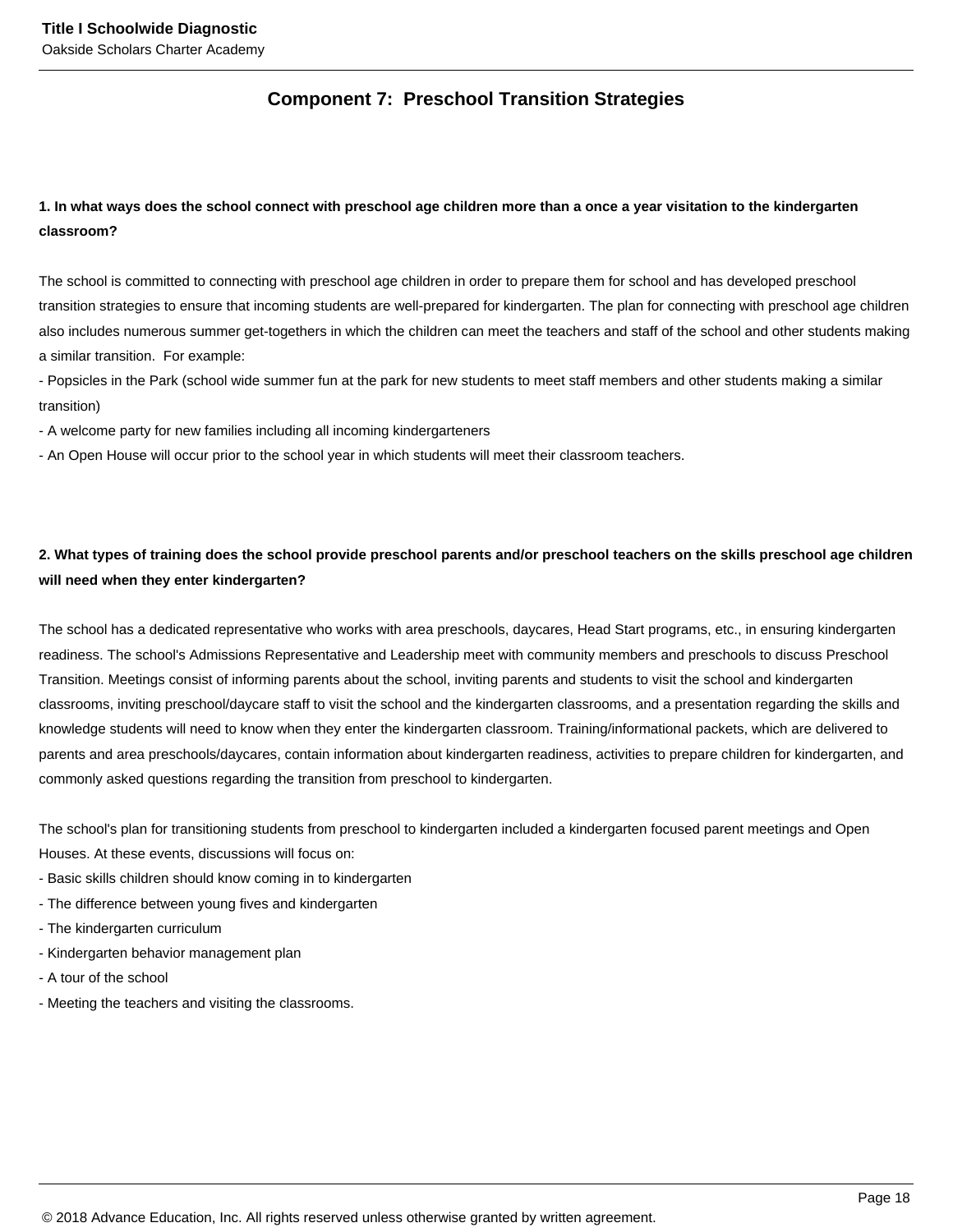## Component 7: Preschool Transition Strategies

**1. In what ways does the school connect with preschool age children more than a once a year visitation to the kindergarten classroom?**

The school is committed to connecting with preschool age children in order to prepare them for school and has developed preschool transition strategies to ensure that incoming students are well-prepared for kindergarten. The plan for connecting with preschool age children also includes numerous summer get-togethers in which the children can meet the teachers and staff of the school and other students making a similar transition. For example:

- Popsicles in the Park (school wide summer fun at the park for new students to meet staff members and other students making a similar transition)
- A welcome party for new families including all incoming kindergarteners
- An Open House will occur prior to the school year in which students will meet their classroom teachers.

**2. What types of training does the school provide preschool parents and/or preschool teachers on the skills preschool age children will need when they enter kindergarten?**

The school has a dedicated representative who works with area preschools, daycares, Head Start programs, etc., in ensuring kindergarten readiness. The school's Admissions Representative and Leadership meet with community members and preschools to discuss Preschool Transition. Meetings consist of informing parents about the school, inviting parents and students to visit the school and kindergarten classrooms, inviting preschool/daycare staff to visit the school and the kindergarten classrooms, and a presentation regarding the skills and knowledge students will need to know when they enter the kindergarten classroom. Training/informational packets, which are delivered to parents and area preschools/daycares, contain information about kindergarten readiness, activities to prepare children for kindergarten, and commonly asked questions regarding the transition from preschool to kindergarten.

The school's plan for transitioning students from preschool to kindergarten included a kindergarten focused parent meetings and Open Houses. At these events, discussions will focus on:

- Basic skills children should know coming in to kindergarten
- The difference between young fives and kindergarten
- The kindergarten curriculum
- Kindergarten behavior management plan
- A tour of the school
- Meeting the teachers and visiting the classrooms.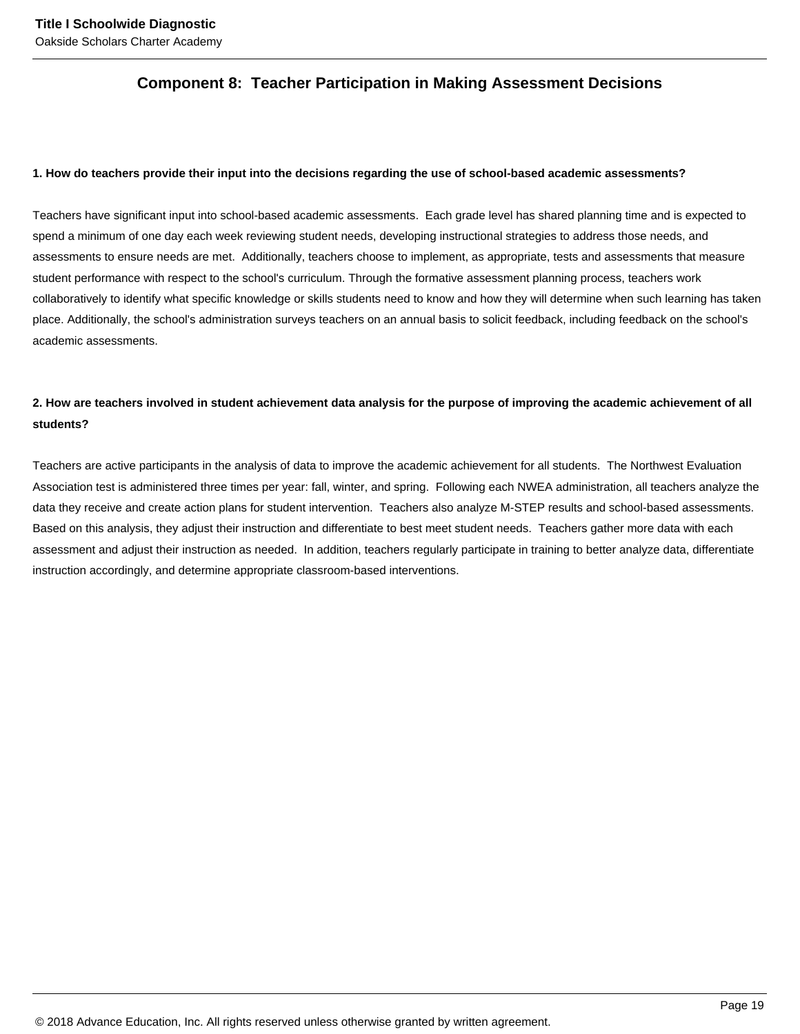## Component 8: Teacher Participation in Making Assessment Decisions

**1. How do teachers provide their input into the decisions regarding the use of school-based academic assessments?**

Teachers have significant input into school-based academic assessments. Each grade level has shared planning time and is expected to spend a minimum of one day each week reviewing student needs, developing instructional strategies to address those needs, and assessments to ensure needs are met. Additionally, teachers choose to implement, as appropriate, tests and assessments that measure student performance with respect to the school's curriculum. Through the formative assessment planning process, teachers work collaboratively to identify what specific knowledge or skills students need to know and how they will determine when such learning has taken place. Additionally, the school's administration surveys teachers on an annual basis to solicit feedback, including feedback on the school's academic assessments.

**2. How are teachers involved in student achievement data analysis for the purpose of improving the academic achievement of all students?**

Teachers are active participants in the analysis of data to improve the academic achievement for all students. The Northwest Evaluation Association test is administered three times per year: fall, winter, and spring. Following each NWEA administration, all teachers analyze the data they receive and create action plans for student intervention. Teachers also analyze M-STEP results and school-based assessments. Based on this analysis, they adjust their instruction and differentiate to best meet student needs. Teachers gather more data with each assessment and adjust their instruction as needed. In addition, teachers regularly participate in training to better analyze data, differentiate instruction accordingly, and determine appropriate classroom-based interventions.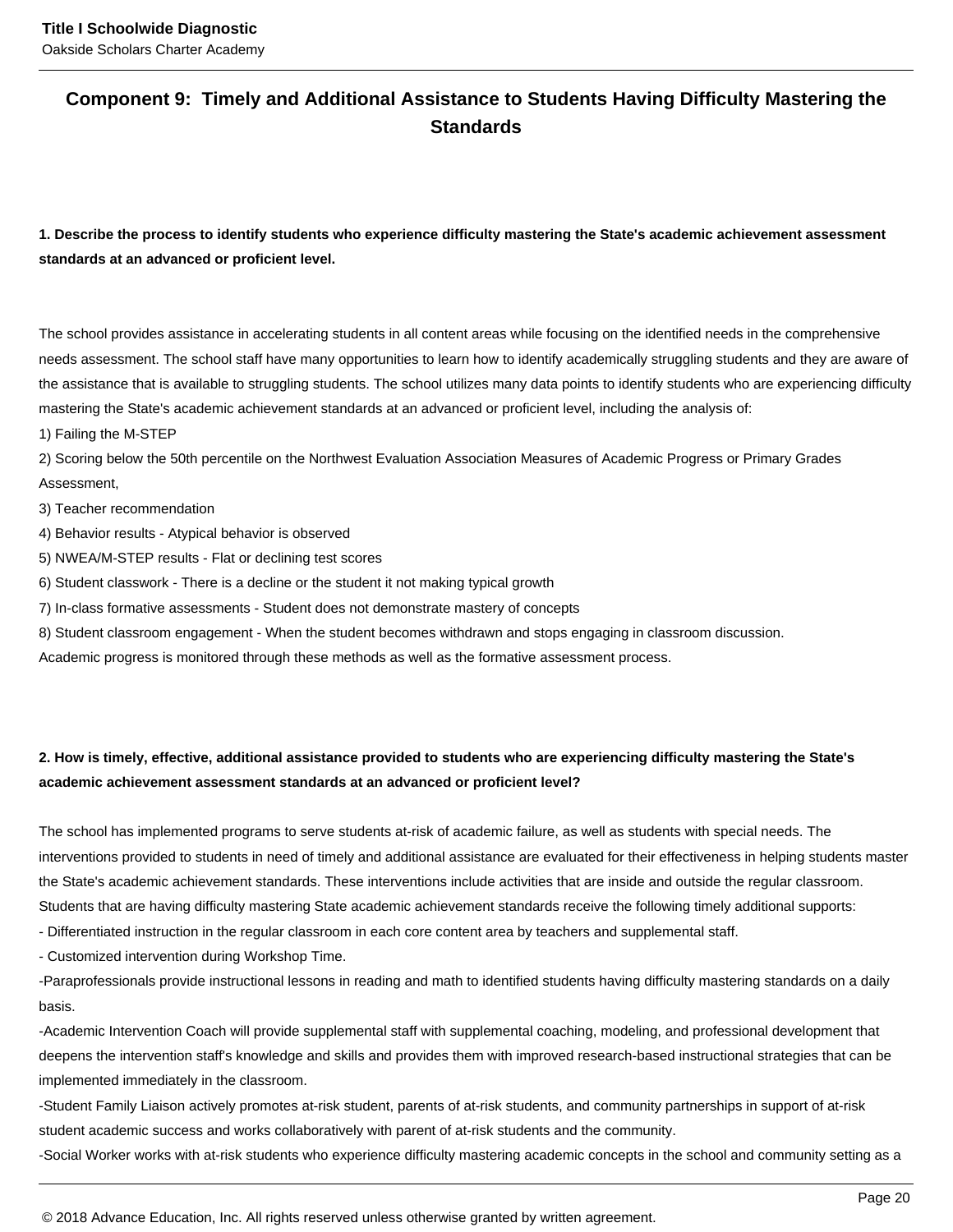## Component 9: Timely and Additional Assistance to Students Having Difficulty Mastering the Standards

**1. Describe the process to identify students who experience difficulty mastering the State's academic achievement assessment standards at an advanced or proficient level.**

The school provides assistance in accelerating students in all content areas while focusing on the identified needs in the comprehensive needs assessment. The school staff have many opportunities to learn how to identify academically struggling students and they are aware of the assistance that is available to struggling students. The school utilizes many data points to identify students who are experiencing difficulty mastering the State's academic achievement standards at an advanced or proficient level, including the analysis of:
1) Failing the M-STEP
2) Scoring below the 50th percentile on the Northwest Evaluation Association Measures of Academic Progress or Primary Grades Assessment,
3) Teacher recommendation
4) Behavior results - Atypical behavior is observed
5) NWEA/M-STEP results - Flat or declining test scores
6) Student classwork - There is a decline or the student it not making typical growth
7) In-class formative assessments - Student does not demonstrate mastery of concepts
8) Student classroom engagement - When the student becomes withdrawn and stops engaging in classroom discussion.
Academic progress is monitored through these methods as well as the formative assessment process.

**2. How is timely, effective, additional assistance provided to students who are experiencing difficulty mastering the State's academic achievement assessment standards at an advanced or proficient level?**

The school has implemented programs to serve students at-risk of academic failure, as well as students with special needs. The interventions provided to students in need of timely and additional assistance are evaluated for their effectiveness in helping students master the State's academic achievement standards. These interventions include activities that are inside and outside the regular classroom. Students that are having difficulty mastering State academic achievement standards receive the following timely additional supports:
- Differentiated instruction in the regular classroom in each core content area by teachers and supplemental staff.
- Customized intervention during Workshop Time.
-Paraprofessionals provide instructional lessons in reading and math to identified students having difficulty mastering standards on a daily basis.
-Academic Intervention Coach will provide supplemental staff with supplemental coaching, modeling, and professional development that deepens the intervention staff's knowledge and skills and provides them with improved research-based instructional strategies that can be implemented immediately in the classroom.
-Student Family Liaison actively promotes at-risk student, parents of at-risk students, and community partnerships in support of at-risk student academic success and works collaboratively with parent of at-risk students and the community.
-Social Worker works with at-risk students who experience difficulty mastering academic concepts in the school and community setting as a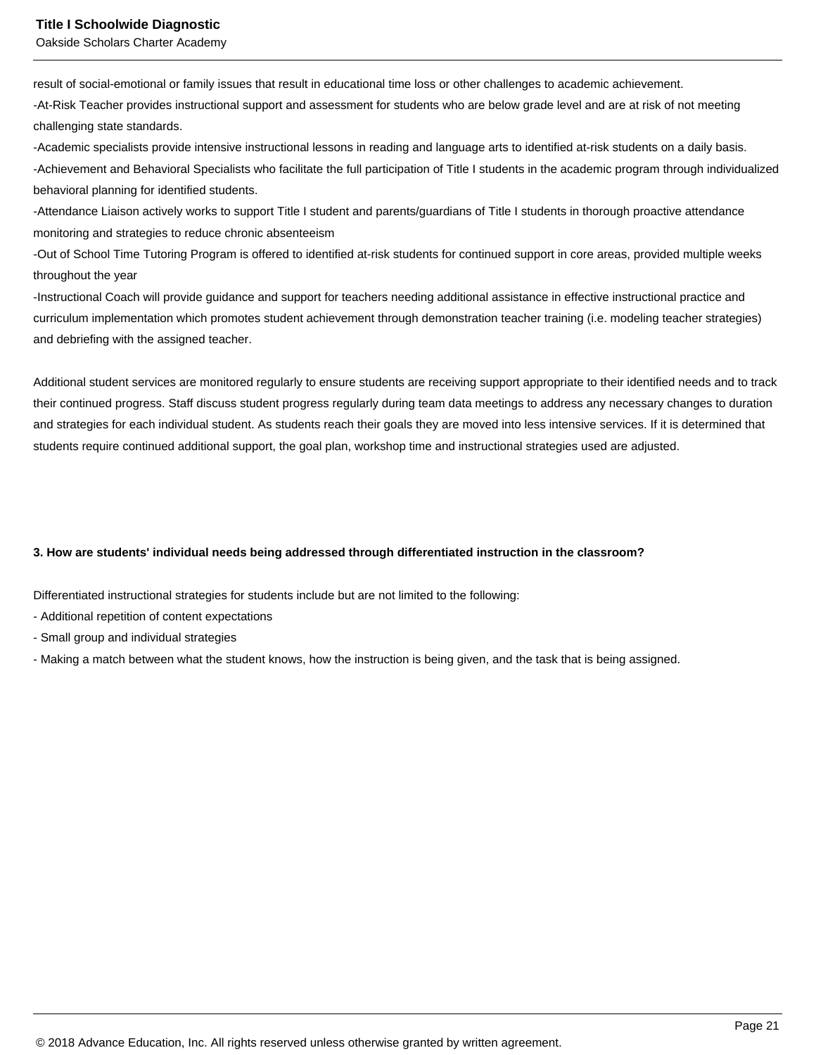result of social-emotional or family issues that result in educational time loss or other challenges to academic achievement.
-At-Risk Teacher provides instructional support and assessment for students who are below grade level and are at risk of not meeting challenging state standards.
-Academic specialists provide intensive instructional lessons in reading and language arts to identified at-risk students on a daily basis.
-Achievement and Behavioral Specialists who facilitate the full participation of Title I students in the academic program through individualized behavioral planning for identified students.
-Attendance Liaison actively works to support Title I student and parents/guardians of Title I students in thorough proactive attendance monitoring and strategies to reduce chronic absenteeism
-Out of School Time Tutoring Program is offered to identified at-risk students for continued support in core areas, provided multiple weeks throughout the year
-Instructional Coach will provide guidance and support for teachers needing additional assistance in effective instructional practice and curriculum implementation which promotes student achievement through demonstration teacher training (i.e. modeling teacher strategies) and debriefing with the assigned teacher.

Additional student services are monitored regularly to ensure students are receiving support appropriate to their identified needs and to track their continued progress. Staff discuss student progress regularly during team data meetings to address any necessary changes to duration and strategies for each individual student. As students reach their goals they are moved into less intensive services. If it is determined that students require continued additional support, the goal plan, workshop time and instructional strategies used are adjusted.

**3. How are students' individual needs being addressed through differentiated instruction in the classroom?**

Differentiated instructional strategies for students include but are not limited to the following:
- Additional repetition of content expectations
- Small group and individual strategies
- Making a match between what the student knows, how the instruction is being given, and the task that is being assigned.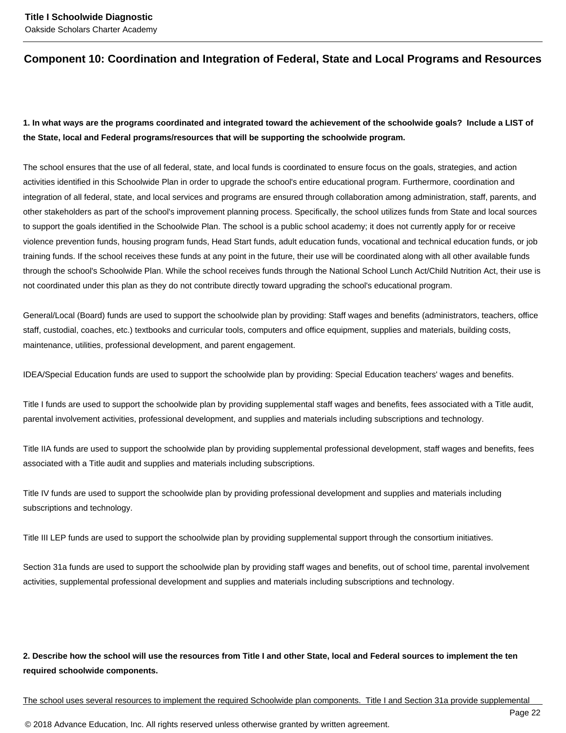## Component 10: Coordination and Integration of Federal, State and Local Programs and Resources

**1. In what ways are the programs coordinated and integrated toward the achievement of the schoolwide goals? Include a LIST of the State, local and Federal programs/resources that will be supporting the schoolwide program.**

The school ensures that the use of all federal, state, and local funds is coordinated to ensure focus on the goals, strategies, and action activities identified in this Schoolwide Plan in order to upgrade the school's entire educational program. Furthermore, coordination and integration of all federal, state, and local services and programs are ensured through collaboration among administration, staff, parents, and other stakeholders as part of the school's improvement planning process. Specifically, the school utilizes funds from State and local sources to support the goals identified in the Schoolwide Plan. The school is a public school academy; it does not currently apply for or receive violence prevention funds, housing program funds, Head Start funds, adult education funds, vocational and technical education funds, or job training funds. If the school receives these funds at any point in the future, their use will be coordinated along with all other available funds through the school's Schoolwide Plan. While the school receives funds through the National School Lunch Act/Child Nutrition Act, their use is not coordinated under this plan as they do not contribute directly toward upgrading the school's educational program.

General/Local (Board) funds are used to support the schoolwide plan by providing: Staff wages and benefits (administrators, teachers, office staff, custodial, coaches, etc.) textbooks and curricular tools, computers and office equipment, supplies and materials, building costs, maintenance, utilities, professional development, and parent engagement.

IDEA/Special Education funds are used to support the schoolwide plan by providing: Special Education teachers' wages and benefits.

Title I funds are used to support the schoolwide plan by providing supplemental staff wages and benefits, fees associated with a Title audit, parental involvement activities, professional development, and supplies and materials including subscriptions and technology.

Title IIA funds are used to support the schoolwide plan by providing supplemental professional development, staff wages and benefits, fees associated with a Title audit and supplies and materials including subscriptions.

Title IV funds are used to support the schoolwide plan by providing professional development and supplies and materials including subscriptions and technology.

Title III LEP funds are used to support the schoolwide plan by providing supplemental support through the consortium initiatives.

Section 31a funds are used to support the schoolwide plan by providing staff wages and benefits, out of school time, parental involvement activities, supplemental professional development and supplies and materials including subscriptions and technology.

**2. Describe how the school will use the resources from Title I and other State, local and Federal sources to implement the ten required schoolwide components.**

The school uses several resources to implement the required Schoolwide plan components. Title I and Section 31a provide supplemental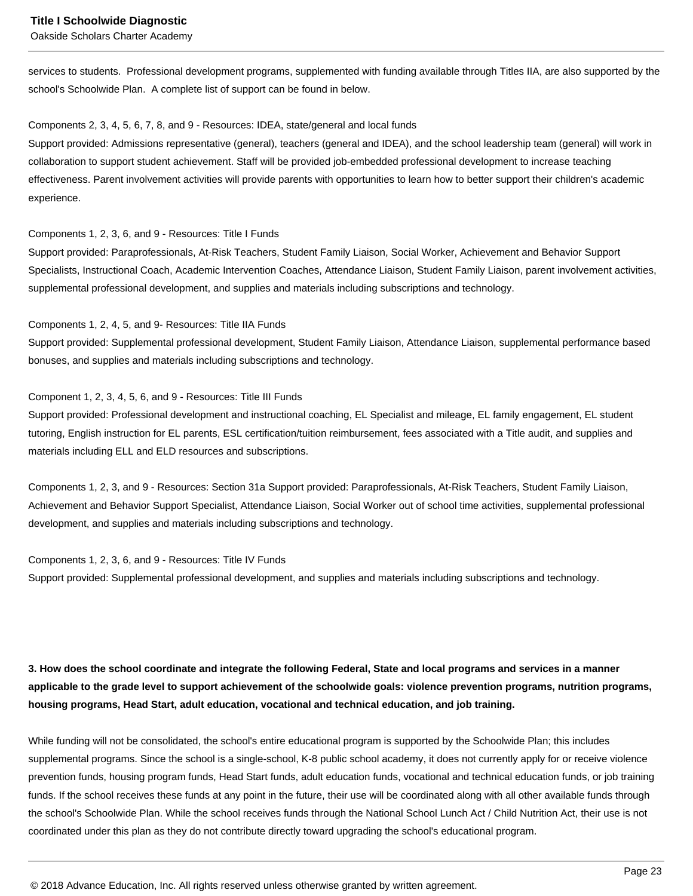services to students.  Professional development programs, supplemented with funding available through Titles IIA, are also supported by the school's Schoolwide Plan.  A complete list of support can be found in below.

Components 2, 3, 4, 5, 6, 7, 8, and 9 - Resources: IDEA, state/general and local funds
Support provided: Admissions representative (general), teachers (general and IDEA), and the school leadership team (general) will work in collaboration to support student achievement. Staff will be provided job-embedded professional development to increase teaching effectiveness. Parent involvement activities will provide parents with opportunities to learn how to better support their children's academic experience.

Components 1, 2, 3, 6, and 9 - Resources: Title I Funds
Support provided: Paraprofessionals, At-Risk Teachers, Student Family Liaison, Social Worker, Achievement and Behavior Support Specialists, Instructional Coach, Academic Intervention Coaches, Attendance Liaison, Student Family Liaison, parent involvement activities, supplemental professional development, and supplies and materials including subscriptions and technology.

Components 1, 2, 4, 5, and 9- Resources: Title IIA Funds
Support provided: Supplemental professional development, Student Family Liaison, Attendance Liaison, supplemental performance based bonuses, and supplies and materials including subscriptions and technology.

Component 1, 2, 3, 4, 5, 6, and 9 - Resources: Title III Funds
Support provided: Professional development and instructional coaching, EL Specialist and mileage, EL family engagement, EL student tutoring, English instruction for EL parents, ESL certification/tuition reimbursement, fees associated with a Title audit, and supplies and materials including ELL and ELD resources and subscriptions.

Components 1, 2, 3, and 9 - Resources: Section 31a Support provided: Paraprofessionals, At-Risk Teachers, Student Family Liaison, Achievement and Behavior Support Specialist, Attendance Liaison, Social Worker out of school time activities, supplemental professional development, and supplies and materials including subscriptions and technology.

Components 1, 2, 3, 6, and 9 - Resources: Title IV Funds
Support provided: Supplemental professional development, and supplies and materials including subscriptions and technology.

**3. How does the school coordinate and integrate the following Federal, State and local programs and services in a manner applicable to the grade level to support achievement of the schoolwide goals: violence prevention programs, nutrition programs, housing programs, Head Start, adult education, vocational and technical education, and job training.**

While funding will not be consolidated, the school's entire educational program is supported by the Schoolwide Plan; this includes supplemental programs. Since the school is a single-school, K-8 public school academy, it does not currently apply for or receive violence prevention funds, housing program funds, Head Start funds, adult education funds, vocational and technical education funds, or job training funds. If the school receives these funds at any point in the future, their use will be coordinated along with all other available funds through the school's Schoolwide Plan. While the school receives funds through the National School Lunch Act / Child Nutrition Act, their use is not coordinated under this plan as they do not contribute directly toward upgrading the school's educational program.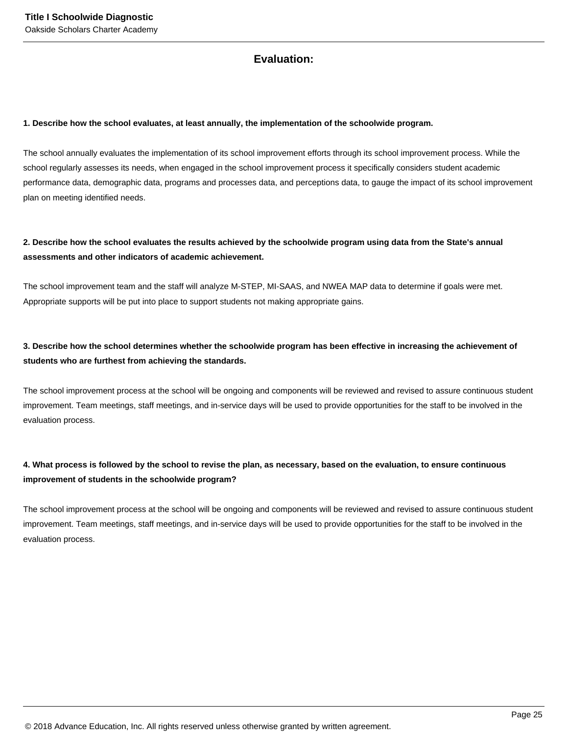## Evaluation:

**1. Describe how the school evaluates, at least annually, the implementation of the schoolwide program.**

The school annually evaluates the implementation of its school improvement efforts through its school improvement process. While the school regularly assesses its needs, when engaged in the school improvement process it specifically considers student academic performance data, demographic data, programs and processes data, and perceptions data, to gauge the impact of its school improvement plan on meeting identified needs.

**2. Describe how the school evaluates the results achieved by the schoolwide program using data from the State's annual assessments and other indicators of academic achievement.**

The school improvement team and the staff will analyze M-STEP, MI-SAAS, and NWEA MAP data to determine if goals were met. Appropriate supports will be put into place to support students not making appropriate gains.

**3. Describe how the school determines whether the schoolwide program has been effective in increasing the achievement of students who are furthest from achieving the standards.**

The school improvement process at the school will be ongoing and components will be reviewed and revised to assure continuous student improvement. Team meetings, staff meetings, and in-service days will be used to provide opportunities for the staff to be involved in the evaluation process.

**4. What process is followed by the school to revise the plan, as necessary, based on the evaluation, to ensure continuous improvement of students in the schoolwide program?**

The school improvement process at the school will be ongoing and components will be reviewed and revised to assure continuous student improvement. Team meetings, staff meetings, and in-service days will be used to provide opportunities for the staff to be involved in the evaluation process.